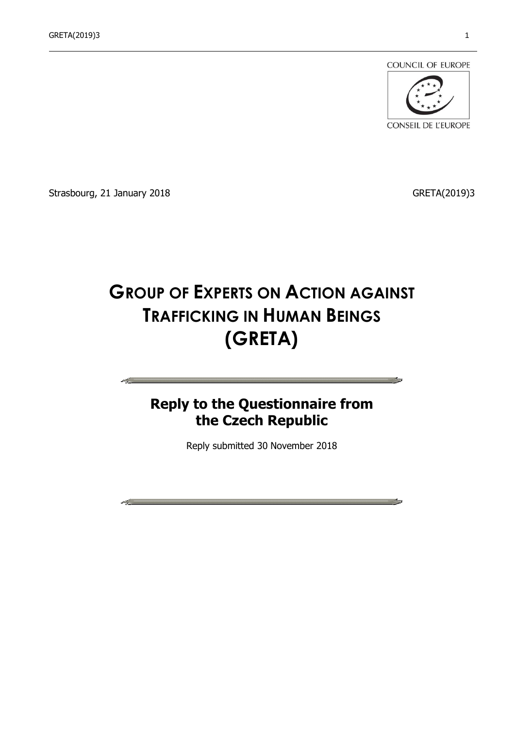COUNCIL OF EUROPE

CONSEIL DE L'EUROPE

Strasbourg, 21 January 2018 GRETA(2019)3

# GROUP OF EXPERTS ON ACTION AGAINST TRAFFICKING IN HUMAN BEINGS (GRETA)

## Reply to the Questionnaire from the Czech Republic

Reply submitted 30 November 2018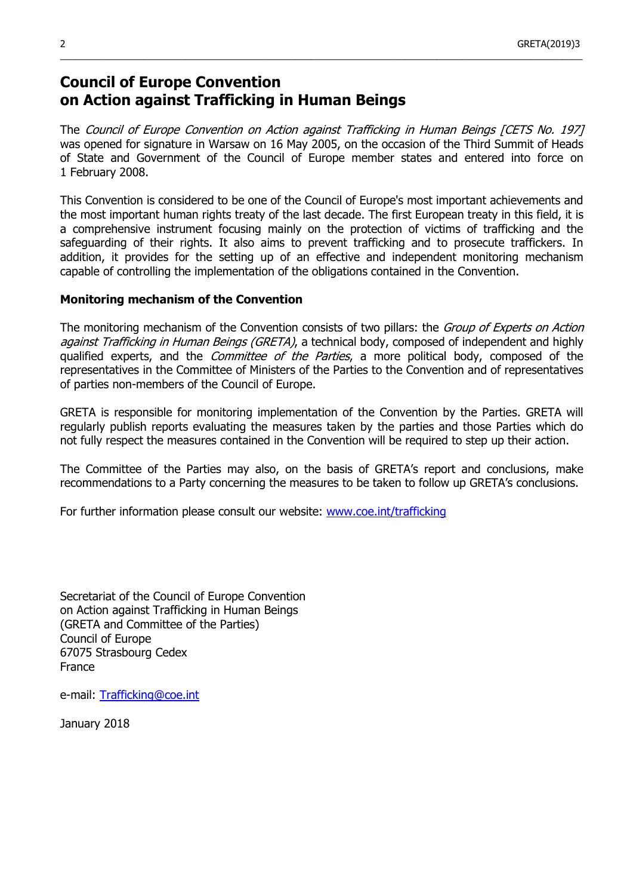# Council of Europe Convention on Action against Trafficking in Human Beings

The *Council of Europe Convention on Action against Trafficking in Human Beings [CETS No. 197]* was opened for signature in Warsaw on 16 May 2005, on the occasion of the Third Summit of Heads of State and Government of the Council of Europe member states and entered into force on 1 February 2008.

This Convention is considered to be one of the Council of Europe's most important achievements and the most important human rights treaty of the last decade. The first European treaty in this field, it is a comprehensive instrument focusing mainly on the protection of victims of trafficking and the safeguarding of their rights. It also aims to prevent trafficking and to prosecute traffickers. In addition, it provides for the setting up of an effective and independent monitoring mechanism capable of controlling the implementation of the obligations contained in the Convention.

**Monitoring mechanism of the Convention**

The monitoring mechanism of the Convention consists of two pillars: the *Group of Experts on Action against Trafficking in Human Beings (GRETA)*, a technical body, composed of independent and highly qualified experts, and the *Committee of the Parties*, a more political body, composed of the representatives in the Committee of Ministers of the Parties to the Convention and of representatives of parties non-members of the Council of Europe.

GRETA is responsible for monitoring implementation of the Convention by the Parties. GRETA will regularly publish reports evaluating the measures taken by the parties and those Parties which do not fully respect the measures contained in the Convention will be required to step up their action.

The Committee of the Parties may also, on the basis of GRETA's report and conclusions, make recommendations to a Party concerning the measures to be taken to follow up GRETA's conclusions.

For further information please consult our website: www.coe.int/trafficking

Secretariat of the Council of Europe Convention
on Action against Trafficking in Human Beings
(GRETA and Committee of the Parties)
Council of Europe
67075 Strasbourg Cedex
France

e-mail: Trafficking@coe.int

January 2018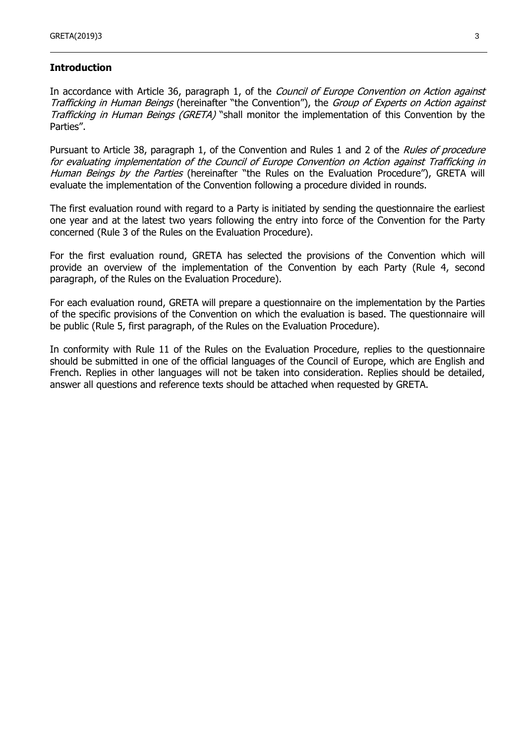## Introduction

In accordance with Article 36, paragraph 1, of the *Council of Europe Convention on Action against Trafficking in Human Beings* (hereinafter "the Convention"), the *Group of Experts on Action against Trafficking in Human Beings (GRETA)* "shall monitor the implementation of this Convention by the Parties".

Pursuant to Article 38, paragraph 1, of the Convention and Rules 1 and 2 of the *Rules of procedure for evaluating implementation of the Council of Europe Convention on Action against Trafficking in Human Beings by the Parties* (hereinafter "the Rules on the Evaluation Procedure"), GRETA will evaluate the implementation of the Convention following a procedure divided in rounds.

The first evaluation round with regard to a Party is initiated by sending the questionnaire the earliest one year and at the latest two years following the entry into force of the Convention for the Party concerned (Rule 3 of the Rules on the Evaluation Procedure).

For the first evaluation round, GRETA has selected the provisions of the Convention which will provide an overview of the implementation of the Convention by each Party (Rule 4, second paragraph, of the Rules on the Evaluation Procedure).

For each evaluation round, GRETA will prepare a questionnaire on the implementation by the Parties of the specific provisions of the Convention on which the evaluation is based. The questionnaire will be public (Rule 5, first paragraph, of the Rules on the Evaluation Procedure).

In conformity with Rule 11 of the Rules on the Evaluation Procedure, replies to the questionnaire should be submitted in one of the official languages of the Council of Europe, which are English and French. Replies in other languages will not be taken into consideration. Replies should be detailed, answer all questions and reference texts should be attached when requested by GRETA.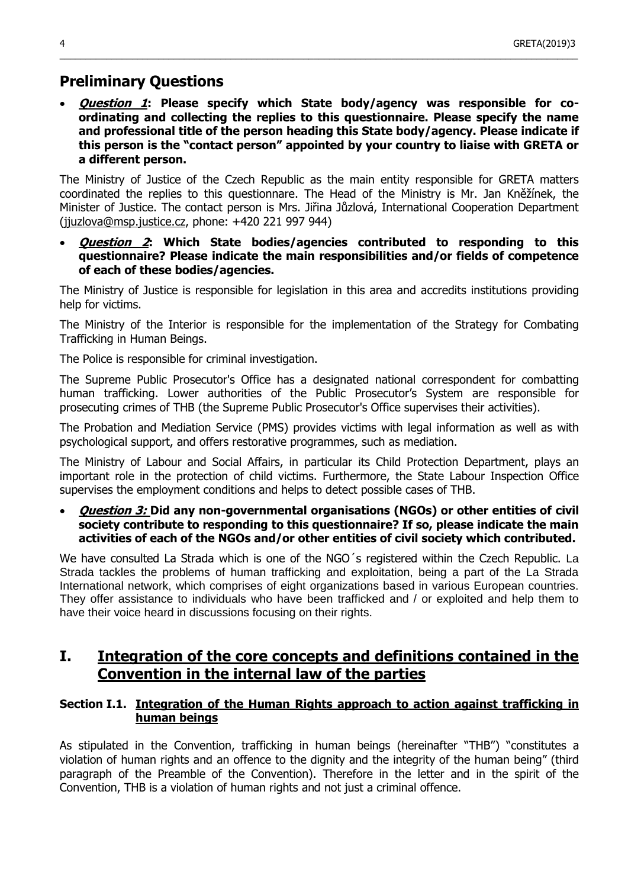## Preliminary Questions

- ***Question 1*: Please specify which State body/agency was responsible for co-ordinating and collecting the replies to this questionnaire. Please specify the name and professional title of the person heading this State body/agency. Please indicate if this person is the "contact person" appointed by your country to liaise with GRETA or a different person.**

The Ministry of Justice of the Czech Republic as the main entity responsible for GRETA matters coordinated the replies to this questionnare. The Head of the Ministry is Mr. Jan Kněžínek, the Minister of Justice. The contact person is Mrs. Jiřina Jůzlová, International Cooperation Department (jjuzlova@msp.justice.cz, phone: +420 221 997 944)

- ***Question 2*: Which State bodies/agencies contributed to responding to this questionnaire? Please indicate the main responsibilities and/or fields of competence of each of these bodies/agencies.**

The Ministry of Justice is responsible for legislation in this area and accredits institutions providing help for victims.

The Ministry of the Interior is responsible for the implementation of the Strategy for Combating Trafficking in Human Beings.

The Police is responsible for criminal investigation.

The Supreme Public Prosecutor's Office has a designated national correspondent for combatting human trafficking. Lower authorities of the Public Prosecutor's System are responsible for prosecuting crimes of THB (the Supreme Public Prosecutor's Office supervises their activities).

The Probation and Mediation Service (PMS) provides victims with legal information as well as with psychological support, and offers restorative programmes, such as mediation.

The Ministry of Labour and Social Affairs, in particular its Child Protection Department, plays an important role in the protection of child victims. Furthermore, the State Labour Inspection Office supervises the employment conditions and helps to detect possible cases of THB.

- ***Question 3:* Did any non-governmental organisations (NGOs) or other entities of civil society contribute to responding to this questionnaire? If so, please indicate the main activities of each of the NGOs and/or other entities of civil society which contributed.**

We have consulted La Strada which is one of the NGO´s registered within the Czech Republic. La Strada tackles the problems of human trafficking and exploitation, being a part of the La Strada International network, which comprises of eight organizations based in various European countries. They offer assistance to individuals who have been trafficked and / or exploited and help them to have their voice heard in discussions focusing on their rights.

# I. Integration of the core concepts and definitions contained in the Convention in the internal law of the parties

### Section I.1. Integration of the Human Rights approach to action against trafficking in human beings

As stipulated in the Convention, trafficking in human beings (hereinafter "THB") "constitutes a violation of human rights and an offence to the dignity and the integrity of the human being" (third paragraph of the Preamble of the Convention). Therefore in the letter and in the spirit of the Convention, THB is a violation of human rights and not just a criminal offence.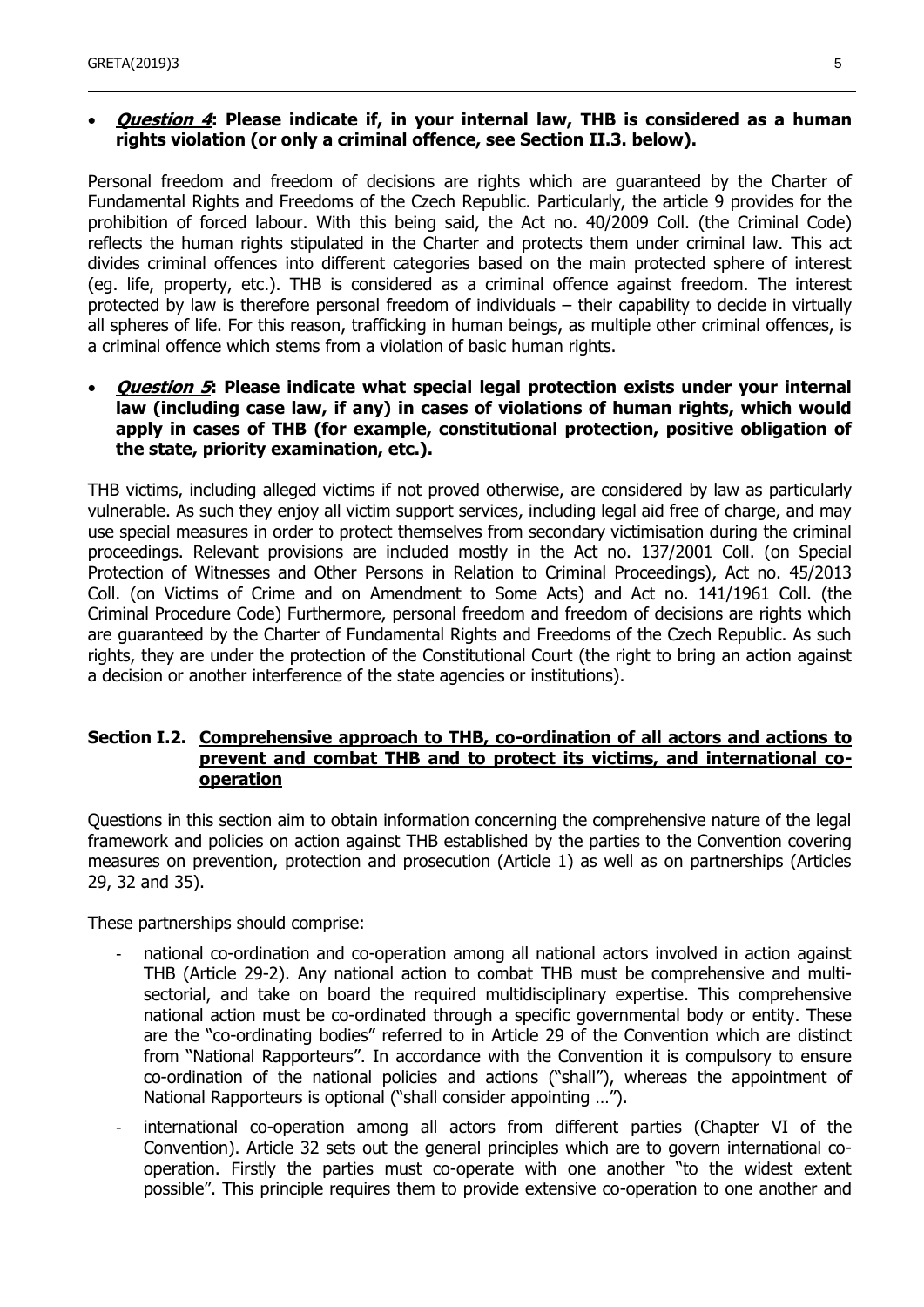- ***Question 4*: Please indicate if, in your internal law, THB is considered as a human rights violation (or only a criminal offence, see Section II.3. below).**

Personal freedom and freedom of decisions are rights which are guaranteed by the Charter of Fundamental Rights and Freedoms of the Czech Republic. Particularly, the article 9 provides for the prohibition of forced labour. With this being said, the Act no. 40/2009 Coll. (the Criminal Code) reflects the human rights stipulated in the Charter and protects them under criminal law. This act divides criminal offences into different categories based on the main protected sphere of interest (eg. life, property, etc.). THB is considered as a criminal offence against freedom. The interest protected by law is therefore personal freedom of individuals – their capability to decide in virtually all spheres of life. For this reason, trafficking in human beings, as multiple other criminal offences, is a criminal offence which stems from a violation of basic human rights.

- ***Question 5*: Please indicate what special legal protection exists under your internal law (including case law, if any) in cases of violations of human rights, which would apply in cases of THB (for example, constitutional protection, positive obligation of the state, priority examination, etc.).**

THB victims, including alleged victims if not proved otherwise, are considered by law as particularly vulnerable. As such they enjoy all victim support services, including legal aid free of charge, and may use special measures in order to protect themselves from secondary victimisation during the criminal proceedings. Relevant provisions are included mostly in the Act no. 137/2001 Coll. (on Special Protection of Witnesses and Other Persons in Relation to Criminal Proceedings), Act no. 45/2013 Coll. (on Victims of Crime and on Amendment to Some Acts) and Act no. 141/1961 Coll. (the Criminal Procedure Code) Furthermore, personal freedom and freedom of decisions are rights which are guaranteed by the Charter of Fundamental Rights and Freedoms of the Czech Republic. As such rights, they are under the protection of the Constitutional Court (the right to bring an action against a decision or another interference of the state agencies or institutions).

### Section I.2. Comprehensive approach to THB, co-ordination of all actors and actions to prevent and combat THB and to protect its victims, and international co-operation

Questions in this section aim to obtain information concerning the comprehensive nature of the legal framework and policies on action against THB established by the parties to the Convention covering measures on prevention, protection and prosecution (Article 1) as well as on partnerships (Articles 29, 32 and 35).

These partnerships should comprise:

- national co-ordination and co-operation among all national actors involved in action against THB (Article 29-2). Any national action to combat THB must be comprehensive and multi-sectorial, and take on board the required multidisciplinary expertise. This comprehensive national action must be co-ordinated through a specific governmental body or entity. These are the "co-ordinating bodies" referred to in Article 29 of the Convention which are distinct from "National Rapporteurs". In accordance with the Convention it is compulsory to ensure co-ordination of the national policies and actions ("shall"), whereas the appointment of National Rapporteurs is optional ("shall consider appointing …").
- international co-operation among all actors from different parties (Chapter VI of the Convention). Article 32 sets out the general principles which are to govern international co-operation. Firstly the parties must co-operate with one another "to the widest extent possible". This principle requires them to provide extensive co-operation to one another and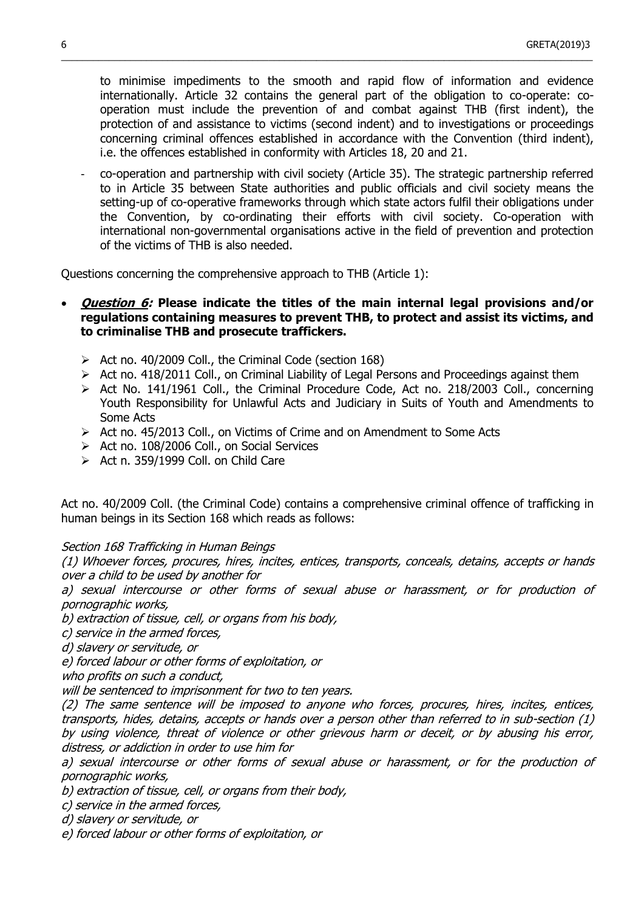to minimise impediments to the smooth and rapid flow of information and evidence internationally. Article 32 contains the general part of the obligation to co-operate: co-operation must include the prevention of and combat against THB (first indent), the protection of and assistance to victims (second indent) and to investigations or proceedings concerning criminal offences established in accordance with the Convention (third indent), i.e. the offences established in conformity with Articles 18, 20 and 21.

- co-operation and partnership with civil society (Article 35). The strategic partnership referred to in Article 35 between State authorities and public officials and civil society means the setting-up of co-operative frameworks through which state actors fulfil their obligations under the Convention, by co-ordinating their efforts with civil society. Co-operation with international non-governmental organisations active in the field of prevention and protection of the victims of THB is also needed.

Questions concerning the comprehensive approach to THB (Article 1):

- ***Question 6:*** **Please indicate the titles of the main internal legal provisions and/or regulations containing measures to prevent THB, to protect and assist its victims, and to criminalise THB and prosecute traffickers.**
  - Act no. 40/2009 Coll., the Criminal Code (section 168)
  - Act no. 418/2011 Coll., on Criminal Liability of Legal Persons and Proceedings against them
  - Act No. 141/1961 Coll., the Criminal Procedure Code, Act no. 218/2003 Coll., concerning Youth Responsibility for Unlawful Acts and Judiciary in Suits of Youth and Amendments to Some Acts
  - Act no. 45/2013 Coll., on Victims of Crime and on Amendment to Some Acts
  - Act no. 108/2006 Coll., on Social Services
  - Act n. 359/1999 Coll. on Child Care

Act no. 40/2009 Coll. (the Criminal Code) contains a comprehensive criminal offence of trafficking in human beings in its Section 168 which reads as follows:

*Section 168 Trafficking in Human Beings*

*(1) Whoever forces, procures, hires, incites, entices, transports, conceals, detains, accepts or hands over a child to be used by another for*

*a) sexual intercourse or other forms of sexual abuse or harassment, or for production of pornographic works,*

*b) extraction of tissue, cell, or organs from his body,*

*c) service in the armed forces,*

*d) slavery or servitude, or*

*e) forced labour or other forms of exploitation, or*

*who profits on such a conduct,*

*will be sentenced to imprisonment for two to ten years.*

*(2) The same sentence will be imposed to anyone who forces, procures, hires, incites, entices, transports, hides, detains, accepts or hands over a person other than referred to in sub-section (1) by using violence, threat of violence or other grievous harm or deceit, or by abusing his error, distress, or addiction in order to use him for*

*a) sexual intercourse or other forms of sexual abuse or harassment, or for the production of pornographic works,*

*b) extraction of tissue, cell, or organs from their body,*

*c) service in the armed forces,*

*d) slavery or servitude, or*

*e) forced labour or other forms of exploitation, or*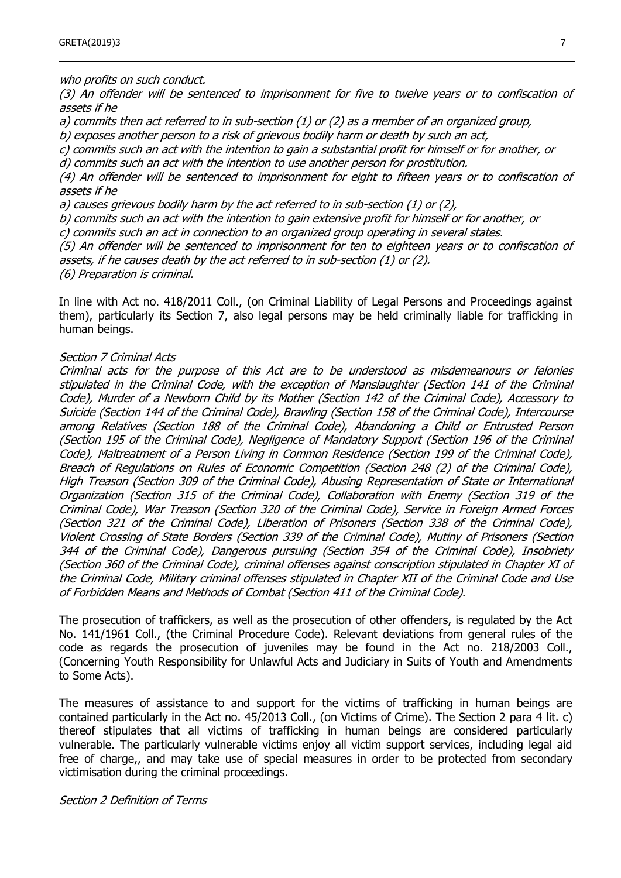*who profits on such conduct.*

*(3) An offender will be sentenced to imprisonment for five to twelve years or to confiscation of assets if he*

*a) commits then act referred to in sub-section (1) or (2) as a member of an organized group,*

*b) exposes another person to a risk of grievous bodily harm or death by such an act,*

*c) commits such an act with the intention to gain a substantial profit for himself or for another, or*

*d) commits such an act with the intention to use another person for prostitution.*

*(4) An offender will be sentenced to imprisonment for eight to fifteen years or to confiscation of assets if he*

*a) causes grievous bodily harm by the act referred to in sub-section (1) or (2),*

*b) commits such an act with the intention to gain extensive profit for himself or for another, or*

*c) commits such an act in connection to an organized group operating in several states.*

*(5) An offender will be sentenced to imprisonment for ten to eighteen years or to confiscation of assets, if he causes death by the act referred to in sub-section (1) or (2).*

*(6) Preparation is criminal.*

In line with Act no. 418/2011 Coll., (on Criminal Liability of Legal Persons and Proceedings against them), particularly its Section 7, also legal persons may be held criminally liable for trafficking in human beings.

*Section 7 Criminal Acts*

*Criminal acts for the purpose of this Act are to be understood as misdemeanours or felonies stipulated in the Criminal Code, with the exception of Manslaughter (Section 141 of the Criminal Code), Murder of a Newborn Child by its Mother (Section 142 of the Criminal Code), Accessory to Suicide (Section 144 of the Criminal Code), Brawling (Section 158 of the Criminal Code), Intercourse among Relatives (Section 188 of the Criminal Code), Abandoning a Child or Entrusted Person (Section 195 of the Criminal Code), Negligence of Mandatory Support (Section 196 of the Criminal Code), Maltreatment of a Person Living in Common Residence (Section 199 of the Criminal Code), Breach of Regulations on Rules of Economic Competition (Section 248 (2) of the Criminal Code), High Treason (Section 309 of the Criminal Code), Abusing Representation of State or International Organization (Section 315 of the Criminal Code), Collaboration with Enemy (Section 319 of the Criminal Code), War Treason (Section 320 of the Criminal Code), Service in Foreign Armed Forces (Section 321 of the Criminal Code), Liberation of Prisoners (Section 338 of the Criminal Code), Violent Crossing of State Borders (Section 339 of the Criminal Code), Mutiny of Prisoners (Section 344 of the Criminal Code), Dangerous pursuing (Section 354 of the Criminal Code), Insobriety (Section 360 of the Criminal Code), criminal offenses against conscription stipulated in Chapter XI of the Criminal Code, Military criminal offenses stipulated in Chapter XII of the Criminal Code and Use of Forbidden Means and Methods of Combat (Section 411 of the Criminal Code).*

The prosecution of traffickers, as well as the prosecution of other offenders, is regulated by the Act No. 141/1961 Coll., (the Criminal Procedure Code). Relevant deviations from general rules of the code as regards the prosecution of juveniles may be found in the Act no. 218/2003 Coll., (Concerning Youth Responsibility for Unlawful Acts and Judiciary in Suits of Youth and Amendments to Some Acts).

The measures of assistance to and support for the victims of trafficking in human beings are contained particularly in the Act no. 45/2013 Coll., (on Victims of Crime). The Section 2 para 4 lit. c) thereof stipulates that all victims of trafficking in human beings are considered particularly vulnerable. The particularly vulnerable victims enjoy all victim support services, including legal aid free of charge,, and may take use of special measures in order to be protected from secondary victimisation during the criminal proceedings.

*Section 2 Definition of Terms*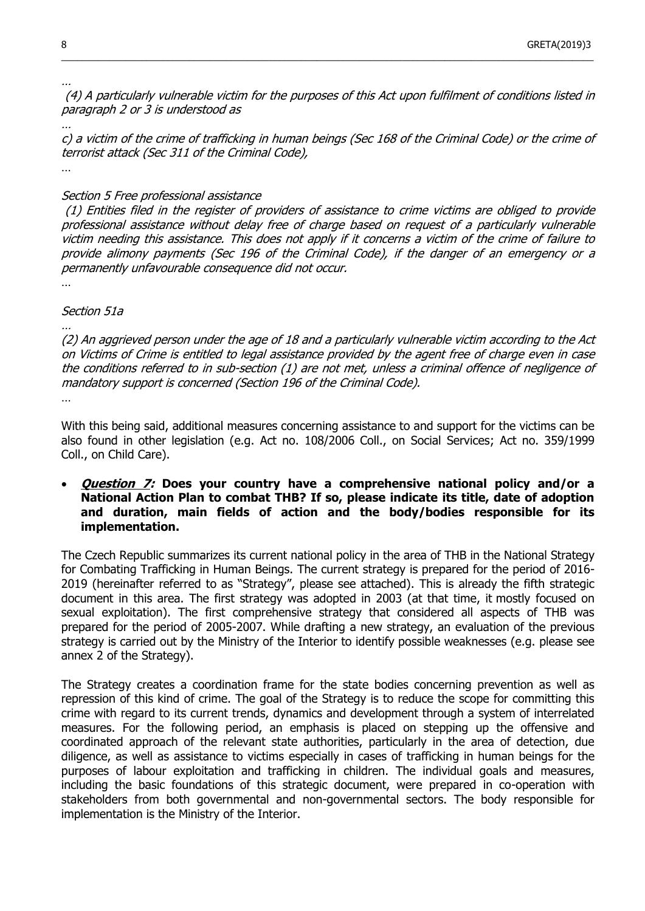…

*(4) A particularly vulnerable victim for the purposes of this Act upon fulfilment of conditions listed in paragraph 2 or 3 is understood as*

…

*c) a victim of the crime of trafficking in human beings (Sec 168 of the Criminal Code) or the crime of terrorist attack (Sec 311 of the Criminal Code),*

…

*Section 5 Free professional assistance*

*(1) Entities filed in the register of providers of assistance to crime victims are obliged to provide professional assistance without delay free of charge based on request of a particularly vulnerable victim needing this assistance. This does not apply if it concerns a victim of the crime of failure to provide alimony payments (Sec 196 of the Criminal Code), if the danger of an emergency or a permanently unfavourable consequence did not occur.*

…

*Section 51a*

…

*(2) An aggrieved person under the age of 18 and a particularly vulnerable victim according to the Act on Victims of Crime is entitled to legal assistance provided by the agent free of charge even in case the conditions referred to in sub-section (1) are not met, unless a criminal offence of negligence of mandatory support is concerned (Section 196 of the Criminal Code).*

…

With this being said, additional measures concerning assistance to and support for the victims can be also found in other legislation (e.g. Act no. 108/2006 Coll., on Social Services; Act no. 359/1999 Coll., on Child Care).

- ***Question 7:* Does your country have a comprehensive national policy and/or a National Action Plan to combat THB? If so, please indicate its title, date of adoption and duration, main fields of action and the body/bodies responsible for its implementation.**

The Czech Republic summarizes its current national policy in the area of THB in the National Strategy for Combating Trafficking in Human Beings. The current strategy is prepared for the period of 2016-2019 (hereinafter referred to as "Strategy", please see attached). This is already the fifth strategic document in this area. The first strategy was adopted in 2003 (at that time, it mostly focused on sexual exploitation). The first comprehensive strategy that considered all aspects of THB was prepared for the period of 2005-2007. While drafting a new strategy, an evaluation of the previous strategy is carried out by the Ministry of the Interior to identify possible weaknesses (e.g. please see annex 2 of the Strategy).

The Strategy creates a coordination frame for the state bodies concerning prevention as well as repression of this kind of crime. The goal of the Strategy is to reduce the scope for committing this crime with regard to its current trends, dynamics and development through a system of interrelated measures. For the following period, an emphasis is placed on stepping up the offensive and coordinated approach of the relevant state authorities, particularly in the area of detection, due diligence, as well as assistance to victims especially in cases of trafficking in human beings for the purposes of labour exploitation and trafficking in children. The individual goals and measures, including the basic foundations of this strategic document, were prepared in co-operation with stakeholders from both governmental and non-governmental sectors. The body responsible for implementation is the Ministry of the Interior.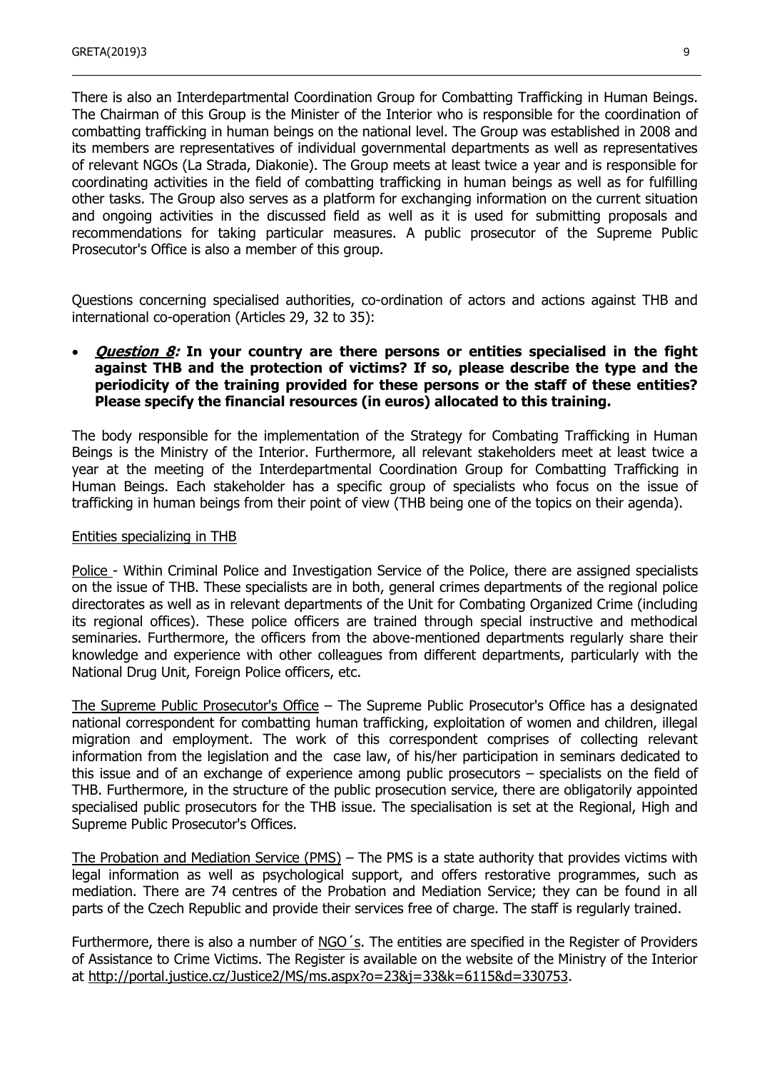There is also an Interdepartmental Coordination Group for Combatting Trafficking in Human Beings. The Chairman of this Group is the Minister of the Interior who is responsible for the coordination of combatting trafficking in human beings on the national level. The Group was established in 2008 and its members are representatives of individual governmental departments as well as representatives of relevant NGOs (La Strada, Diakonie). The Group meets at least twice a year and is responsible for coordinating activities in the field of combatting trafficking in human beings as well as for fulfilling other tasks. The Group also serves as a platform for exchanging information on the current situation and ongoing activities in the discussed field as well as it is used for submitting proposals and recommendations for taking particular measures. A public prosecutor of the Supreme Public Prosecutor's Office is also a member of this group.

Questions concerning specialised authorities, co-ordination of actors and actions against THB and international co-operation (Articles 29, 32 to 35):

- ***Question 8:*** **In your country are there persons or entities specialised in the fight against THB and the protection of victims? If so, please describe the type and the periodicity of the training provided for these persons or the staff of these entities? Please specify the financial resources (in euros) allocated to this training.**

The body responsible for the implementation of the Strategy for Combating Trafficking in Human Beings is the Ministry of the Interior. Furthermore, all relevant stakeholders meet at least twice a year at the meeting of the Interdepartmental Coordination Group for Combatting Trafficking in Human Beings. Each stakeholder has a specific group of specialists who focus on the issue of trafficking in human beings from their point of view (THB being one of the topics on their agenda).

Entities specializing in THB

Police - Within Criminal Police and Investigation Service of the Police, there are assigned specialists on the issue of THB. These specialists are in both, general crimes departments of the regional police directorates as well as in relevant departments of the Unit for Combating Organized Crime (including its regional offices). These police officers are trained through special instructive and methodical seminaries. Furthermore, the officers from the above-mentioned departments regularly share their knowledge and experience with other colleagues from different departments, particularly with the National Drug Unit, Foreign Police officers, etc.

The Supreme Public Prosecutor's Office – The Supreme Public Prosecutor's Office has a designated national correspondent for combatting human trafficking, exploitation of women and children, illegal migration and employment. The work of this correspondent comprises of collecting relevant information from the legislation and the case law, of his/her participation in seminars dedicated to this issue and of an exchange of experience among public prosecutors – specialists on the field of THB. Furthermore, in the structure of the public prosecution service, there are obligatorily appointed specialised public prosecutors for the THB issue. The specialisation is set at the Regional, High and Supreme Public Prosecutor's Offices.

The Probation and Mediation Service (PMS) – The PMS is a state authority that provides victims with legal information as well as psychological support, and offers restorative programmes, such as mediation. There are 74 centres of the Probation and Mediation Service; they can be found in all parts of the Czech Republic and provide their services free of charge. The staff is regularly trained.

Furthermore, there is also a number of NGO´s. The entities are specified in the Register of Providers of Assistance to Crime Victims. The Register is available on the website of the Ministry of the Interior at http://portal.justice.cz/Justice2/MS/ms.aspx?o=23&j=33&k=6115&d=330753.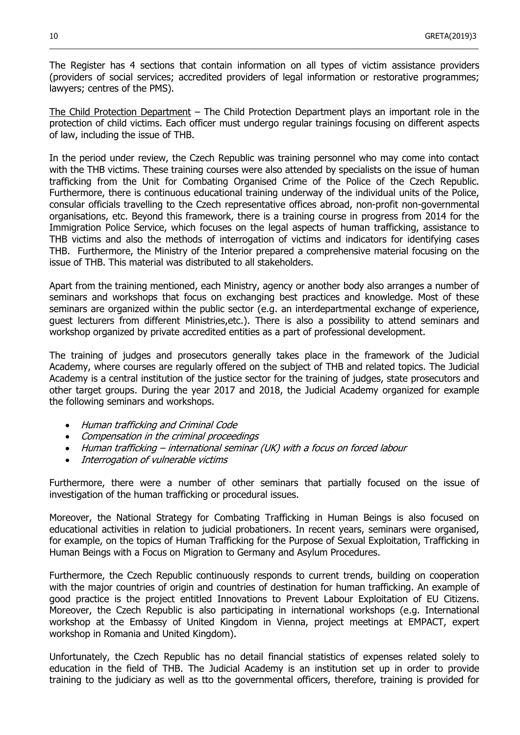The Register has 4 sections that contain information on all types of victim assistance providers (providers of social services; accredited providers of legal information or restorative programmes; lawyers; centres of the PMS).

The Child Protection Department – The Child Protection Department plays an important role in the protection of child victims. Each officer must undergo regular trainings focusing on different aspects of law, including the issue of THB.

In the period under review, the Czech Republic was training personnel who may come into contact with the THB victims. These training courses were also attended by specialists on the issue of human trafficking from the Unit for Combating Organised Crime of the Police of the Czech Republic. Furthermore, there is continuous educational training underway of the individual units of the Police, consular officials travelling to the Czech representative offices abroad, non-profit non-governmental organisations, etc. Beyond this framework, there is a training course in progress from 2014 for the Immigration Police Service, which focuses on the legal aspects of human trafficking, assistance to THB victims and also the methods of interrogation of victims and indicators for identifying cases THB. Furthermore, the Ministry of the Interior prepared a comprehensive material focusing on the issue of THB. This material was distributed to all stakeholders.

Apart from the training mentioned, each Ministry, agency or another body also arranges a number of seminars and workshops that focus on exchanging best practices and knowledge. Most of these seminars are organized within the public sector (e.g. an interdepartmental exchange of experience, guest lecturers from different Ministries,etc.). There is also a possibility to attend seminars and workshop organized by private accredited entities as a part of professional development.

The training of judges and prosecutors generally takes place in the framework of the Judicial Academy, where courses are regularly offered on the subject of THB and related topics. The Judicial Academy is a central institution of the justice sector for the training of judges, state prosecutors and other target groups. During the year 2017 and 2018, the Judicial Academy organized for example the following seminars and workshops.

- *Human trafficking and Criminal Code*
- *Compensation in the criminal proceedings*
- *Human trafficking – international seminar (UK) with a focus on forced labour*
- *Interrogation of vulnerable victims*

Furthermore, there were a number of other seminars that partially focused on the issue of investigation of the human trafficking or procedural issues.

Moreover, the National Strategy for Combating Trafficking in Human Beings is also focused on educational activities in relation to judicial probationers. In recent years, seminars were organised, for example, on the topics of Human Trafficking for the Purpose of Sexual Exploitation, Trafficking in Human Beings with a Focus on Migration to Germany and Asylum Procedures.

Furthermore, the Czech Republic continuously responds to current trends, building on cooperation with the major countries of origin and countries of destination for human trafficking. An example of good practice is the project entitled Innovations to Prevent Labour Exploitation of EU Citizens. Moreover, the Czech Republic is also participating in international workshops (e.g. International workshop at the Embassy of United Kingdom in Vienna, project meetings at EMPACT, expert workshop in Romania and United Kingdom).

Unfortunately, the Czech Republic has no detail financial statistics of expenses related solely to education in the field of THB. The Judicial Academy is an institution set up in order to provide training to the judiciary as well as tto the governmental officers, therefore, training is provided for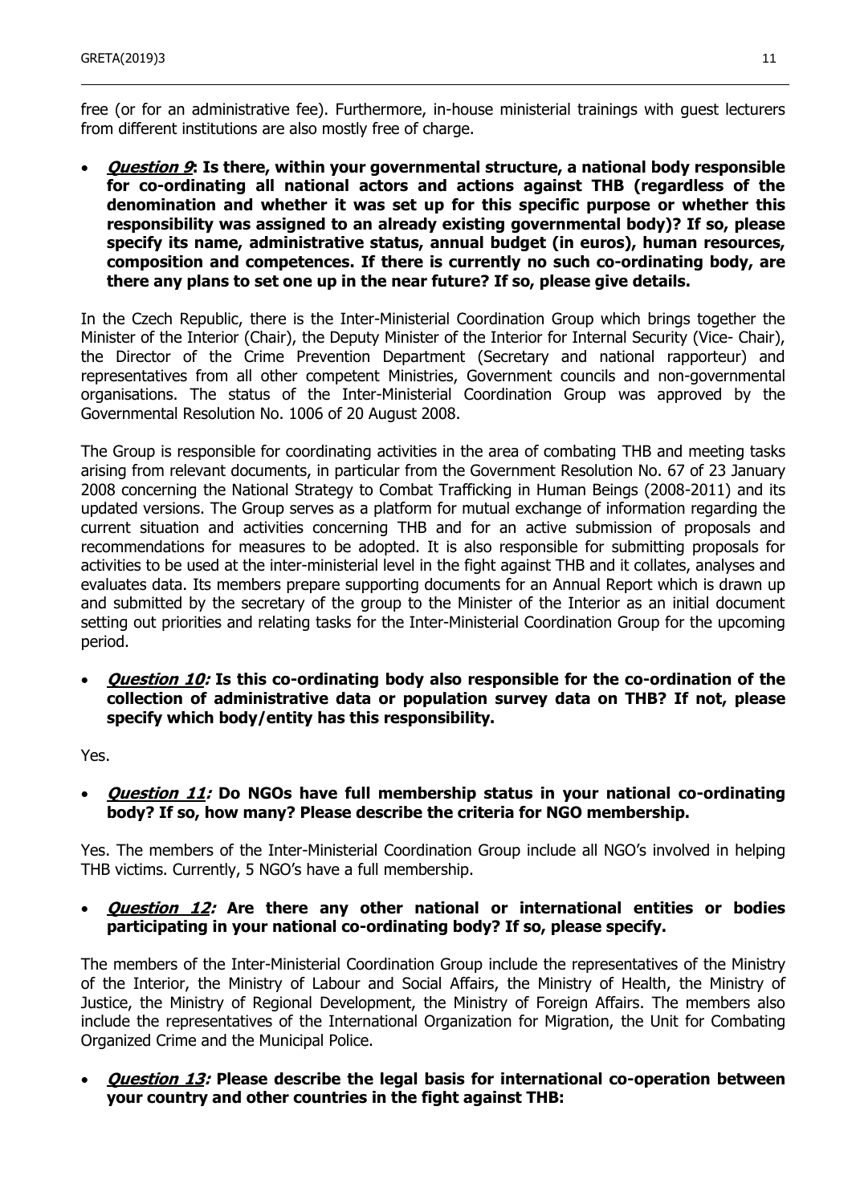free (or for an administrative fee). Furthermore, in-house ministerial trainings with guest lecturers from different institutions are also mostly free of charge.

- ***Question 9*: Is there, within your governmental structure, a national body responsible for co-ordinating all national actors and actions against THB (regardless of the denomination and whether it was set up for this specific purpose or whether this responsibility was assigned to an already existing governmental body)? If so, please specify its name, administrative status, annual budget (in euros), human resources, composition and competences. If there is currently no such co-ordinating body, are there any plans to set one up in the near future? If so, please give details.**

In the Czech Republic, there is the Inter-Ministerial Coordination Group which brings together the Minister of the Interior (Chair), the Deputy Minister of the Interior for Internal Security (Vice- Chair), the Director of the Crime Prevention Department (Secretary and national rapporteur) and representatives from all other competent Ministries, Government councils and non-governmental organisations. The status of the Inter-Ministerial Coordination Group was approved by the Governmental Resolution No. 1006 of 20 August 2008.

The Group is responsible for coordinating activities in the area of combating THB and meeting tasks arising from relevant documents, in particular from the Government Resolution No. 67 of 23 January 2008 concerning the National Strategy to Combat Trafficking in Human Beings (2008-2011) and its updated versions. The Group serves as a platform for mutual exchange of information regarding the current situation and activities concerning THB and for an active submission of proposals and recommendations for measures to be adopted. It is also responsible for submitting proposals for activities to be used at the inter-ministerial level in the fight against THB and it collates, analyses and evaluates data. Its members prepare supporting documents for an Annual Report which is drawn up and submitted by the secretary of the group to the Minister of the Interior as an initial document setting out priorities and relating tasks for the Inter-Ministerial Coordination Group for the upcoming period.

- ***Question 10:* Is this co-ordinating body also responsible for the co-ordination of the collection of administrative data or population survey data on THB? If not, please specify which body/entity has this responsibility.**

Yes.

- ***Question 11:* Do NGOs have full membership status in your national co-ordinating body? If so, how many? Please describe the criteria for NGO membership.**

Yes. The members of the Inter-Ministerial Coordination Group include all NGO's involved in helping THB victims. Currently, 5 NGO's have a full membership.

- ***Question 12:* Are there any other national or international entities or bodies participating in your national co-ordinating body? If so, please specify.**

The members of the Inter-Ministerial Coordination Group include the representatives of the Ministry of the Interior, the Ministry of Labour and Social Affairs, the Ministry of Health, the Ministry of Justice, the Ministry of Regional Development, the Ministry of Foreign Affairs. The members also include the representatives of the International Organization for Migration, the Unit for Combating Organized Crime and the Municipal Police.

- ***Question 13:* Please describe the legal basis for international co-operation between your country and other countries in the fight against THB:**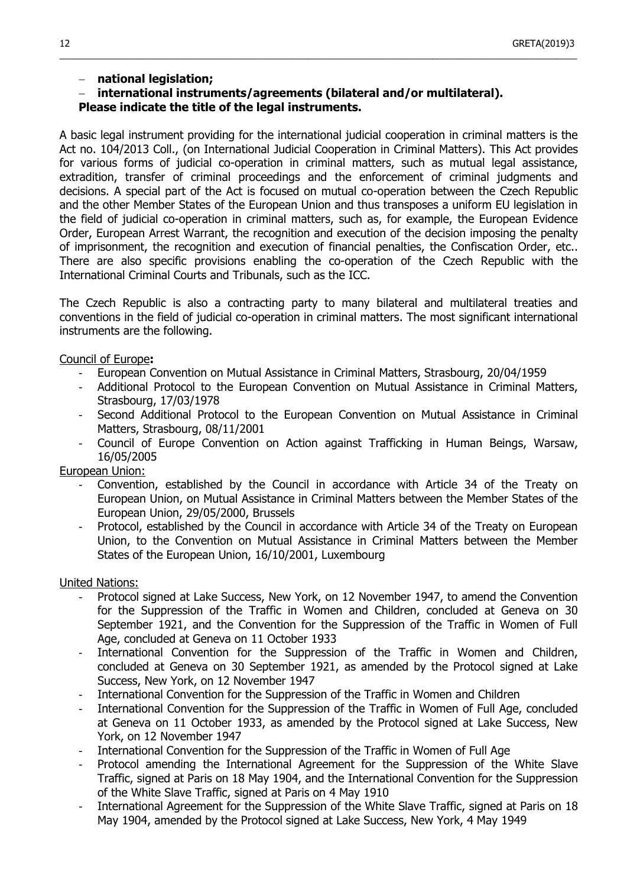- **national legislation;**
- **international instruments/agreements (bilateral and/or multilateral).**

**Please indicate the title of the legal instruments.**

A basic legal instrument providing for the international judicial cooperation in criminal matters is the Act no. 104/2013 Coll., (on International Judicial Cooperation in Criminal Matters). This Act provides for various forms of judicial co-operation in criminal matters, such as mutual legal assistance, extradition, transfer of criminal proceedings and the enforcement of criminal judgments and decisions. A special part of the Act is focused on mutual co-operation between the Czech Republic and the other Member States of the European Union and thus transposes a uniform EU legislation in the field of judicial co-operation in criminal matters, such as, for example, the European Evidence Order, European Arrest Warrant, the recognition and execution of the decision imposing the penalty of imprisonment, the recognition and execution of financial penalties, the Confiscation Order, etc.. There are also specific provisions enabling the co-operation of the Czech Republic with the International Criminal Courts and Tribunals, such as the ICC.

The Czech Republic is also a contracting party to many bilateral and multilateral treaties and conventions in the field of judicial co-operation in criminal matters. The most significant international instruments are the following.

Council of Europe**:**

- European Convention on Mutual Assistance in Criminal Matters, Strasbourg, 20/04/1959
- Additional Protocol to the European Convention on Mutual Assistance in Criminal Matters, Strasbourg, 17/03/1978
- Second Additional Protocol to the European Convention on Mutual Assistance in Criminal Matters, Strasbourg, 08/11/2001
- Council of Europe Convention on Action against Trafficking in Human Beings, Warsaw, 16/05/2005

European Union:

- Convention, established by the Council in accordance with Article 34 of the Treaty on European Union, on Mutual Assistance in Criminal Matters between the Member States of the European Union, 29/05/2000, Brussels
- Protocol, established by the Council in accordance with Article 34 of the Treaty on European Union, to the Convention on Mutual Assistance in Criminal Matters between the Member States of the European Union, 16/10/2001, Luxembourg

United Nations:

- Protocol signed at Lake Success, New York, on 12 November 1947, to amend the Convention for the Suppression of the Traffic in Women and Children, concluded at Geneva on 30 September 1921, and the Convention for the Suppression of the Traffic in Women of Full Age, concluded at Geneva on 11 October 1933
- International Convention for the Suppression of the Traffic in Women and Children, concluded at Geneva on 30 September 1921, as amended by the Protocol signed at Lake Success, New York, on 12 November 1947
- International Convention for the Suppression of the Traffic in Women and Children
- International Convention for the Suppression of the Traffic in Women of Full Age, concluded at Geneva on 11 October 1933, as amended by the Protocol signed at Lake Success, New York, on 12 November 1947
- International Convention for the Suppression of the Traffic in Women of Full Age
- Protocol amending the International Agreement for the Suppression of the White Slave Traffic, signed at Paris on 18 May 1904, and the International Convention for the Suppression of the White Slave Traffic, signed at Paris on 4 May 1910
- International Agreement for the Suppression of the White Slave Traffic, signed at Paris on 18 May 1904, amended by the Protocol signed at Lake Success, New York, 4 May 1949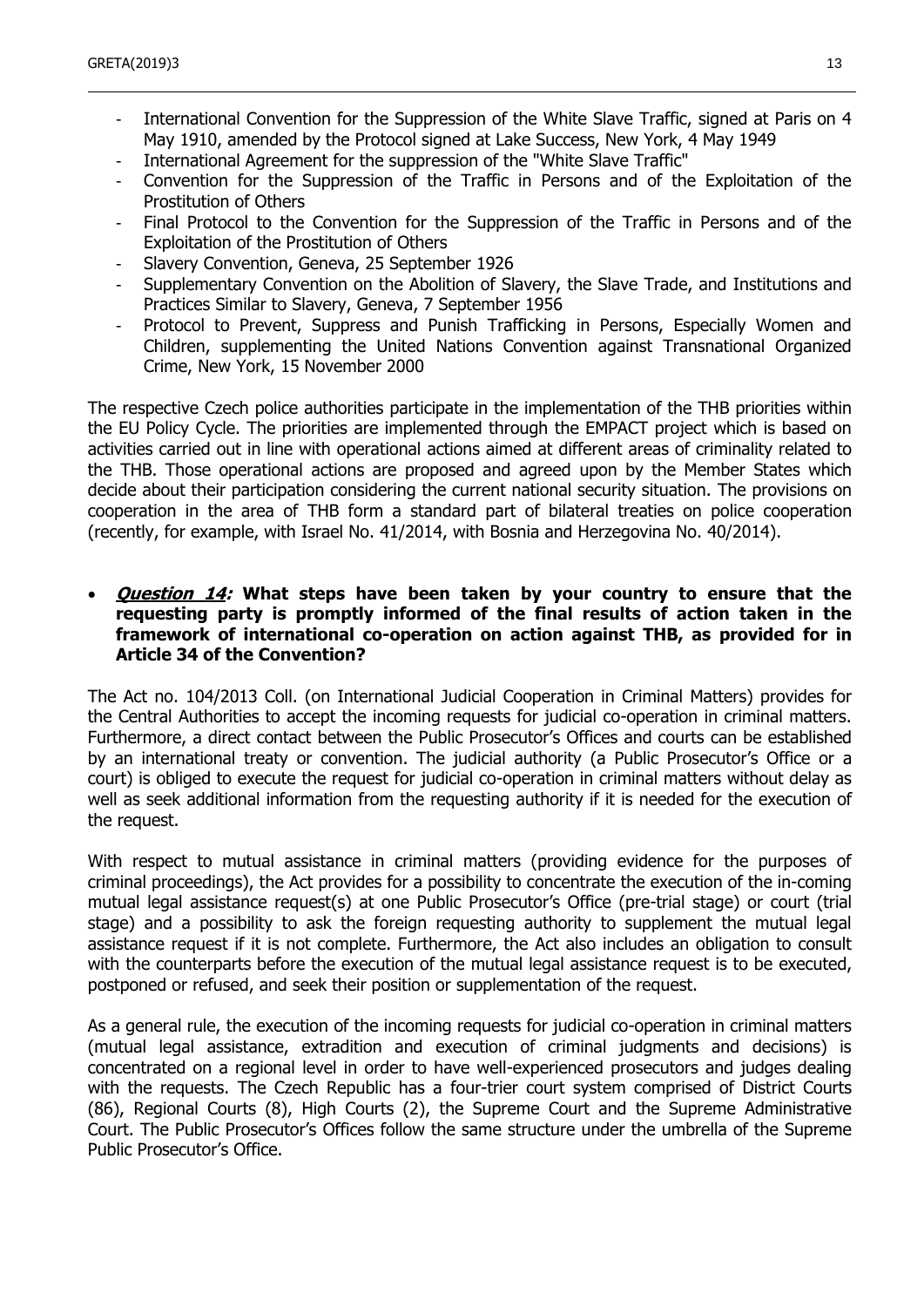- International Convention for the Suppression of the White Slave Traffic, signed at Paris on 4 May 1910, amended by the Protocol signed at Lake Success, New York, 4 May 1949
- International Agreement for the suppression of the "White Slave Traffic"
- Convention for the Suppression of the Traffic in Persons and of the Exploitation of the Prostitution of Others
- Final Protocol to the Convention for the Suppression of the Traffic in Persons and of the Exploitation of the Prostitution of Others
- Slavery Convention, Geneva, 25 September 1926
- Supplementary Convention on the Abolition of Slavery, the Slave Trade, and Institutions and Practices Similar to Slavery, Geneva, 7 September 1956
- Protocol to Prevent, Suppress and Punish Trafficking in Persons, Especially Women and Children, supplementing the United Nations Convention against Transnational Organized Crime, New York, 15 November 2000

The respective Czech police authorities participate in the implementation of the THB priorities within the EU Policy Cycle. The priorities are implemented through the EMPACT project which is based on activities carried out in line with operational actions aimed at different areas of criminality related to the THB. Those operational actions are proposed and agreed upon by the Member States which decide about their participation considering the current national security situation. The provisions on cooperation in the area of THB form a standard part of bilateral treaties on police cooperation (recently, for example, with Israel No. 41/2014, with Bosnia and Herzegovina No. 40/2014).

- ***Question 14:*** **What steps have been taken by your country to ensure that the requesting party is promptly informed of the final results of action taken in the framework of international co-operation on action against THB, as provided for in Article 34 of the Convention?**

The Act no. 104/2013 Coll. (on International Judicial Cooperation in Criminal Matters) provides for the Central Authorities to accept the incoming requests for judicial co-operation in criminal matters. Furthermore, a direct contact between the Public Prosecutor's Offices and courts can be established by an international treaty or convention. The judicial authority (a Public Prosecutor's Office or a court) is obliged to execute the request for judicial co-operation in criminal matters without delay as well as seek additional information from the requesting authority if it is needed for the execution of the request.

With respect to mutual assistance in criminal matters (providing evidence for the purposes of criminal proceedings), the Act provides for a possibility to concentrate the execution of the in-coming mutual legal assistance request(s) at one Public Prosecutor's Office (pre-trial stage) or court (trial stage) and a possibility to ask the foreign requesting authority to supplement the mutual legal assistance request if it is not complete. Furthermore, the Act also includes an obligation to consult with the counterparts before the execution of the mutual legal assistance request is to be executed, postponed or refused, and seek their position or supplementation of the request.

As a general rule, the execution of the incoming requests for judicial co-operation in criminal matters (mutual legal assistance, extradition and execution of criminal judgments and decisions) is concentrated on a regional level in order to have well-experienced prosecutors and judges dealing with the requests. The Czech Republic has a four-trier court system comprised of District Courts (86), Regional Courts (8), High Courts (2), the Supreme Court and the Supreme Administrative Court. The Public Prosecutor's Offices follow the same structure under the umbrella of the Supreme Public Prosecutor's Office.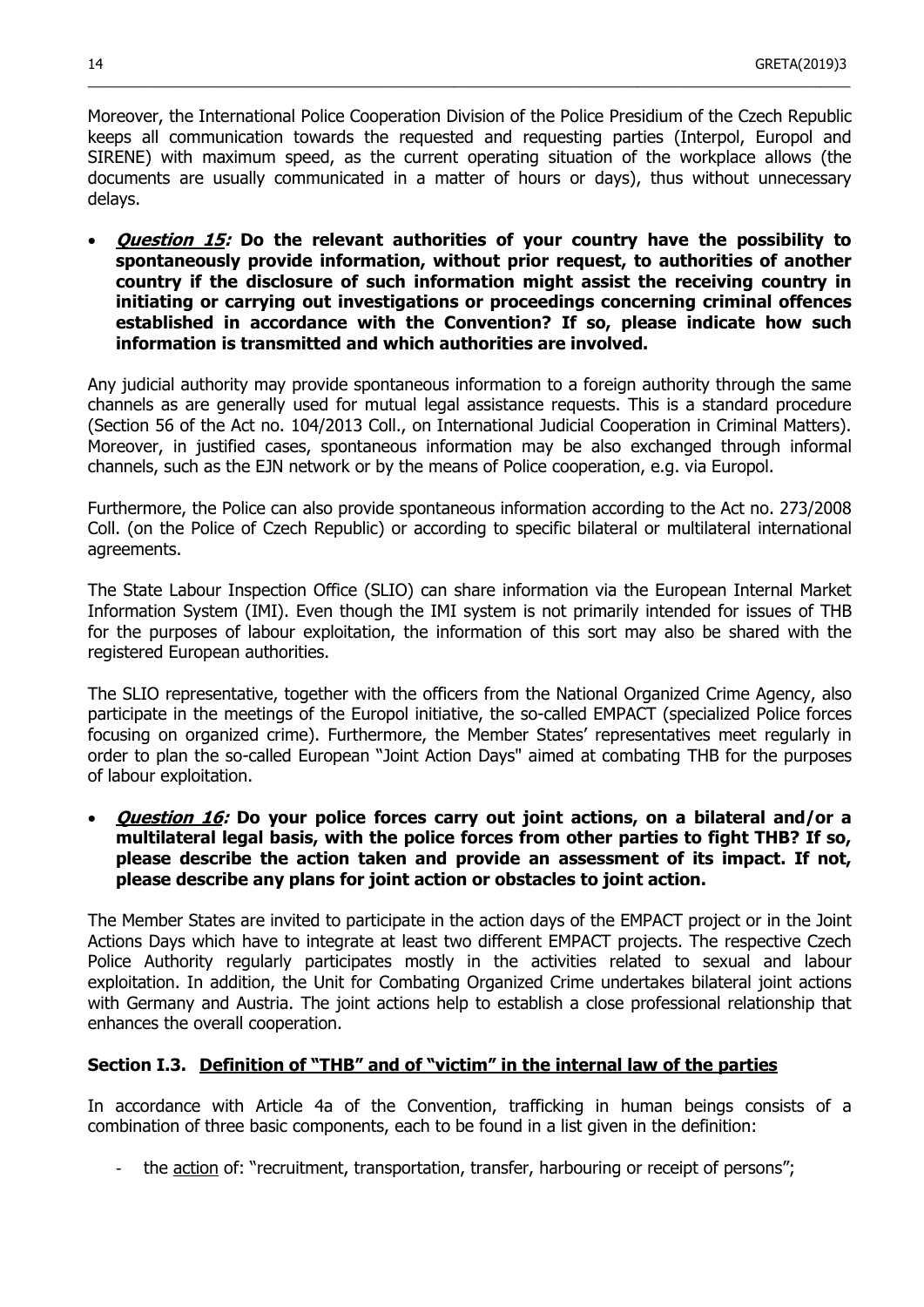Moreover, the International Police Cooperation Division of the Police Presidium of the Czech Republic keeps all communication towards the requested and requesting parties (Interpol, Europol and SIRENE) with maximum speed, as the current operating situation of the workplace allows (the documents are usually communicated in a matter of hours or days), thus without unnecessary delays.

- ***Question 15:*** **Do the relevant authorities of your country have the possibility to spontaneously provide information, without prior request, to authorities of another country if the disclosure of such information might assist the receiving country in initiating or carrying out investigations or proceedings concerning criminal offences established in accordance with the Convention? If so, please indicate how such information is transmitted and which authorities are involved.**

Any judicial authority may provide spontaneous information to a foreign authority through the same channels as are generally used for mutual legal assistance requests. This is a standard procedure (Section 56 of the Act no. 104/2013 Coll., on International Judicial Cooperation in Criminal Matters). Moreover, in justified cases, spontaneous information may be also exchanged through informal channels, such as the EJN network or by the means of Police cooperation, e.g. via Europol.

Furthermore, the Police can also provide spontaneous information according to the Act no. 273/2008 Coll. (on the Police of Czech Republic) or according to specific bilateral or multilateral international agreements.

The State Labour Inspection Office (SLIO) can share information via the European Internal Market Information System (IMI). Even though the IMI system is not primarily intended for issues of THB for the purposes of labour exploitation, the information of this sort may also be shared with the registered European authorities.

The SLIO representative, together with the officers from the National Organized Crime Agency, also participate in the meetings of the Europol initiative, the so-called EMPACT (specialized Police forces focusing on organized crime). Furthermore, the Member States' representatives meet regularly in order to plan the so-called European "Joint Action Days" aimed at combating THB for the purposes of labour exploitation.

- ***Question 16:*** **Do your police forces carry out joint actions, on a bilateral and/or a multilateral legal basis, with the police forces from other parties to fight THB? If so, please describe the action taken and provide an assessment of its impact. If not, please describe any plans for joint action or obstacles to joint action.**

The Member States are invited to participate in the action days of the EMPACT project or in the Joint Actions Days which have to integrate at least two different EMPACT projects. The respective Czech Police Authority regularly participates mostly in the activities related to sexual and labour exploitation. In addition, the Unit for Combating Organized Crime undertakes bilateral joint actions with Germany and Austria. The joint actions help to establish a close professional relationship that enhances the overall cooperation.

### Section I.3. Definition of "THB" and of "victim" in the internal law of the parties

In accordance with Article 4a of the Convention, trafficking in human beings consists of a combination of three basic components, each to be found in a list given in the definition:

- the action of: "recruitment, transportation, transfer, harbouring or receipt of persons";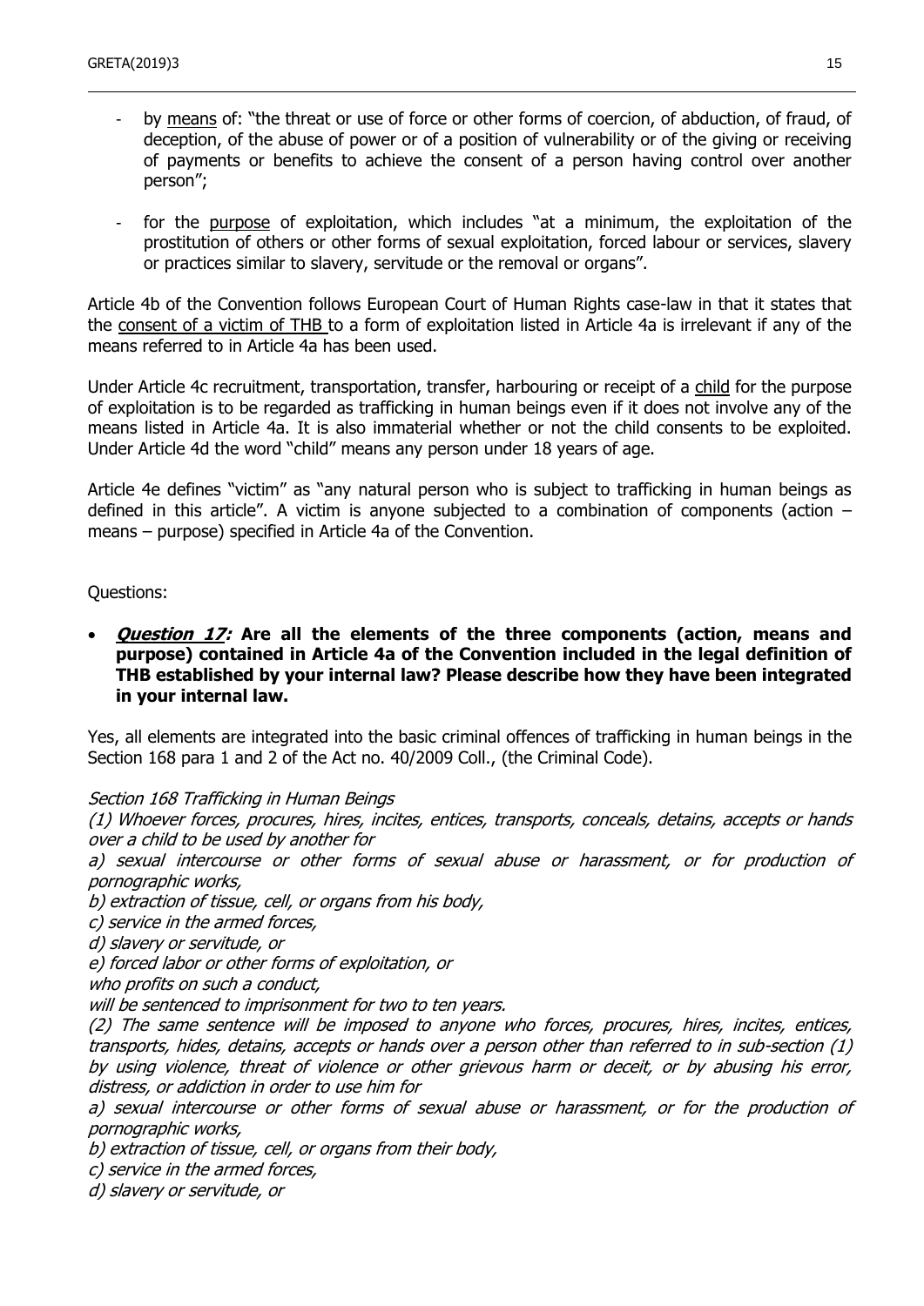- by <u>means</u> of: "the threat or use of force or other forms of coercion, of abduction, of fraud, of deception, of the abuse of power or of a position of vulnerability or of the giving or receiving of payments or benefits to achieve the consent of a person having control over another person";
- for the <u>purpose</u> of exploitation, which includes "at a minimum, the exploitation of the prostitution of others or other forms of sexual exploitation, forced labour or services, slavery or practices similar to slavery, servitude or the removal or organs".

Article 4b of the Convention follows European Court of Human Rights case-law in that it states that the <u>consent of a victim of THB</u> to a form of exploitation listed in Article 4a is irrelevant if any of the means referred to in Article 4a has been used.

Under Article 4c recruitment, transportation, transfer, harbouring or receipt of a <u>child</u> for the purpose of exploitation is to be regarded as trafficking in human beings even if it does not involve any of the means listed in Article 4a. It is also immaterial whether or not the child consents to be exploited. Under Article 4d the word "child" means any person under 18 years of age.

Article 4e defines "victim" as "any natural person who is subject to trafficking in human beings as defined in this article". A victim is anyone subjected to a combination of components (action – means – purpose) specified in Article 4a of the Convention.

Questions:

- ***Question 17:*** **Are all the elements of the three components (action, means and purpose) contained in Article 4a of the Convention included in the legal definition of THB established by your internal law? Please describe how they have been integrated in your internal law.**

Yes, all elements are integrated into the basic criminal offences of trafficking in human beings in the Section 168 para 1 and 2 of the Act no. 40/2009 Coll., (the Criminal Code).

*Section 168 Trafficking in Human Beings*

*(1) Whoever forces, procures, hires, incites, entices, transports, conceals, detains, accepts or hands over a child to be used by another for*

*a) sexual intercourse or other forms of sexual abuse or harassment, or for production of pornographic works,*

*b) extraction of tissue, cell, or organs from his body,*

*c) service in the armed forces,*

*d) slavery or servitude, or*

*e) forced labor or other forms of exploitation, or*

*who profits on such a conduct,*

*will be sentenced to imprisonment for two to ten years.*

*(2) The same sentence will be imposed to anyone who forces, procures, hires, incites, entices, transports, hides, detains, accepts or hands over a person other than referred to in sub-section (1) by using violence, threat of violence or other grievous harm or deceit, or by abusing his error, distress, or addiction in order to use him for*

*a) sexual intercourse or other forms of sexual abuse or harassment, or for the production of pornographic works,*

*b) extraction of tissue, cell, or organs from their body,*

*c) service in the armed forces,*

*d) slavery or servitude, or*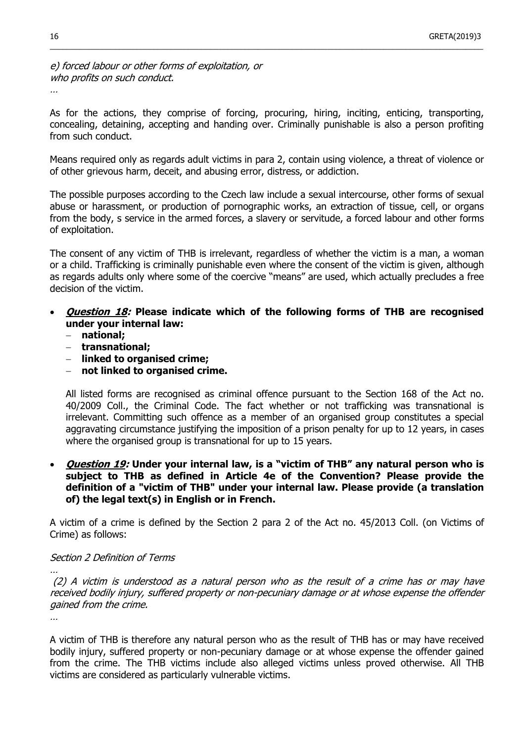*e) forced labour or other forms of exploitation, or*
*who profits on such conduct.*
*…*

As for the actions, they comprise of forcing, procuring, hiring, inciting, enticing, transporting, concealing, detaining, accepting and handing over. Criminally punishable is also a person profiting from such conduct.

Means required only as regards adult victims in para 2, contain using violence, a threat of violence or of other grievous harm, deceit, and abusing error, distress, or addiction.

The possible purposes according to the Czech law include a sexual intercourse, other forms of sexual abuse or harassment, or production of pornographic works, an extraction of tissue, cell, or organs from the body, s service in the armed forces, a slavery or servitude, a forced labour and other forms of exploitation.

The consent of any victim of THB is irrelevant, regardless of whether the victim is a man, a woman or a child. Trafficking is criminally punishable even where the consent of the victim is given, although as regards adults only where some of the coercive "means" are used, which actually precludes a free decision of the victim.

- ***Question 18:*** **Please indicate which of the following forms of THB are recognised under your internal law:**
  - **national;**
  - **transnational;**
  - **linked to organised crime;**
  - **not linked to organised crime.**

  All listed forms are recognised as criminal offence pursuant to the Section 168 of the Act no. 40/2009 Coll., the Criminal Code. The fact whether or not trafficking was transnational is irrelevant. Committing such offence as a member of an organised group constitutes a special aggravating circumstance justifying the imposition of a prison penalty for up to 12 years, in cases where the organised group is transnational for up to 15 years.

- ***Question 19:*** **Under your internal law, is a "victim of THB" any natural person who is subject to THB as defined in Article 4e of the Convention? Please provide the definition of a "victim of THB" under your internal law. Please provide (a translation of) the legal text(s) in English or in French.**

A victim of a crime is defined by the Section 2 para 2 of the Act no. 45/2013 Coll. (on Victims of Crime) as follows:

*Section 2 Definition of Terms*

*…*
*(2) A victim is understood as a natural person who as the result of a crime has or may have received bodily injury, suffered property or non-pecuniary damage or at whose expense the offender gained from the crime.*
*…*

A victim of THB is therefore any natural person who as the result of THB has or may have received bodily injury, suffered property or non-pecuniary damage or at whose expense the offender gained from the crime. The THB victims include also alleged victims unless proved otherwise. All THB victims are considered as particularly vulnerable victims.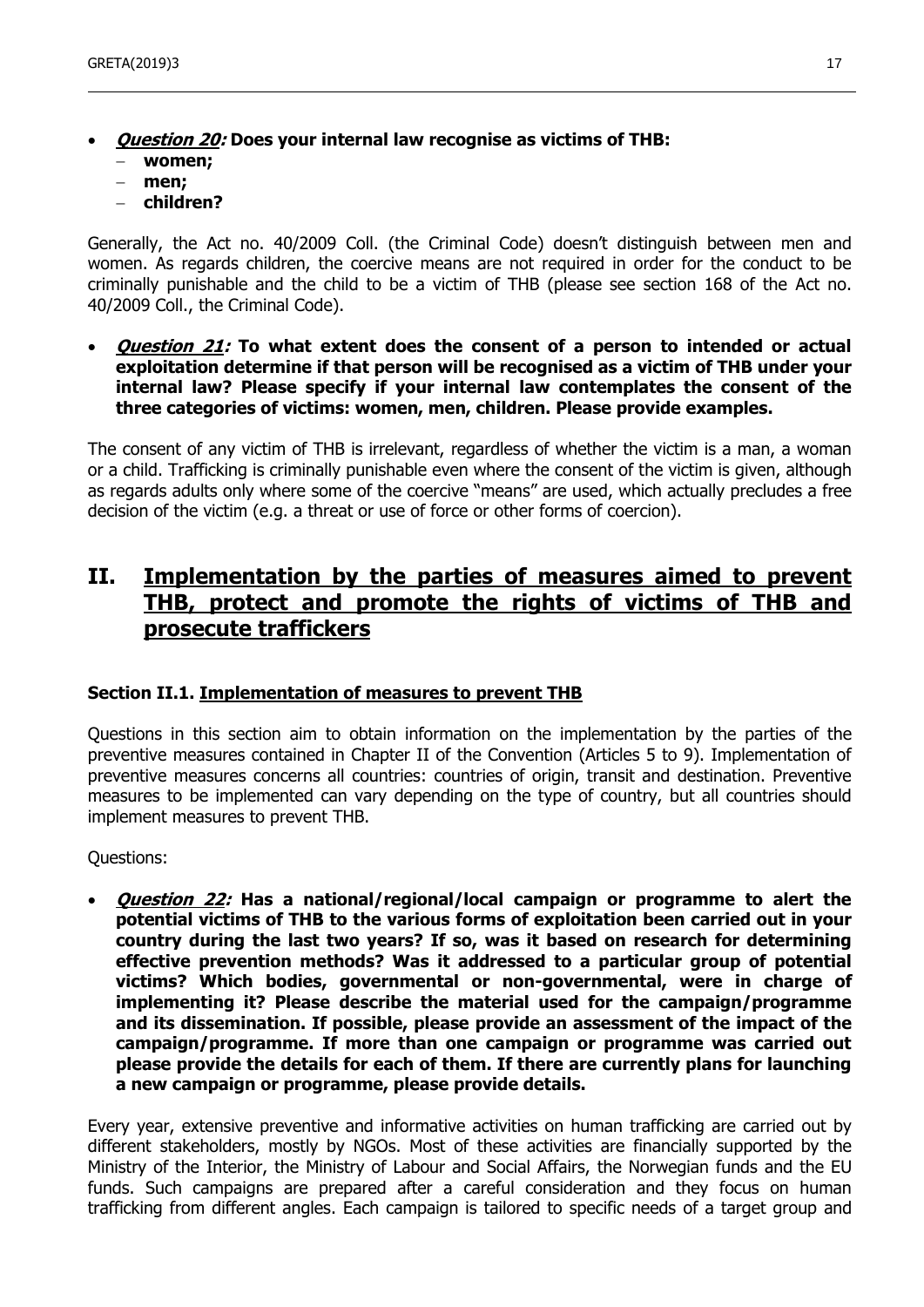- ***Question 20:*** **Does your internal law recognise as victims of THB:**
  - **women;**
  - **men;**
  - **children?**

Generally, the Act no. 40/2009 Coll. (the Criminal Code) doesn't distinguish between men and women. As regards children, the coercive means are not required in order for the conduct to be criminally punishable and the child to be a victim of THB (please see section 168 of the Act no. 40/2009 Coll., the Criminal Code).

- ***Question 21:*** **To what extent does the consent of a person to intended or actual exploitation determine if that person will be recognised as a victim of THB under your internal law? Please specify if your internal law contemplates the consent of the three categories of victims: women, men, children. Please provide examples.**

The consent of any victim of THB is irrelevant, regardless of whether the victim is a man, a woman or a child. Trafficking is criminally punishable even where the consent of the victim is given, although as regards adults only where some of the coercive "means" are used, which actually precludes a free decision of the victim (e.g. a threat or use of force or other forms of coercion).

# II. Implementation by the parties of measures aimed to prevent THB, protect and promote the rights of victims of THB and prosecute traffickers

### Section II.1. Implementation of measures to prevent THB

Questions in this section aim to obtain information on the implementation by the parties of the preventive measures contained in Chapter II of the Convention (Articles 5 to 9). Implementation of preventive measures concerns all countries: countries of origin, transit and destination. Preventive measures to be implemented can vary depending on the type of country, but all countries should implement measures to prevent THB.

Questions:

- ***Question 22:*** **Has a national/regional/local campaign or programme to alert the potential victims of THB to the various forms of exploitation been carried out in your country during the last two years? If so, was it based on research for determining effective prevention methods? Was it addressed to a particular group of potential victims? Which bodies, governmental or non-governmental, were in charge of implementing it? Please describe the material used for the campaign/programme and its dissemination. If possible, please provide an assessment of the impact of the campaign/programme. If more than one campaign or programme was carried out please provide the details for each of them. If there are currently plans for launching a new campaign or programme, please provide details.**

Every year, extensive preventive and informative activities on human trafficking are carried out by different stakeholders, mostly by NGOs. Most of these activities are financially supported by the Ministry of the Interior, the Ministry of Labour and Social Affairs, the Norwegian funds and the EU funds. Such campaigns are prepared after a careful consideration and they focus on human trafficking from different angles. Each campaign is tailored to specific needs of a target group and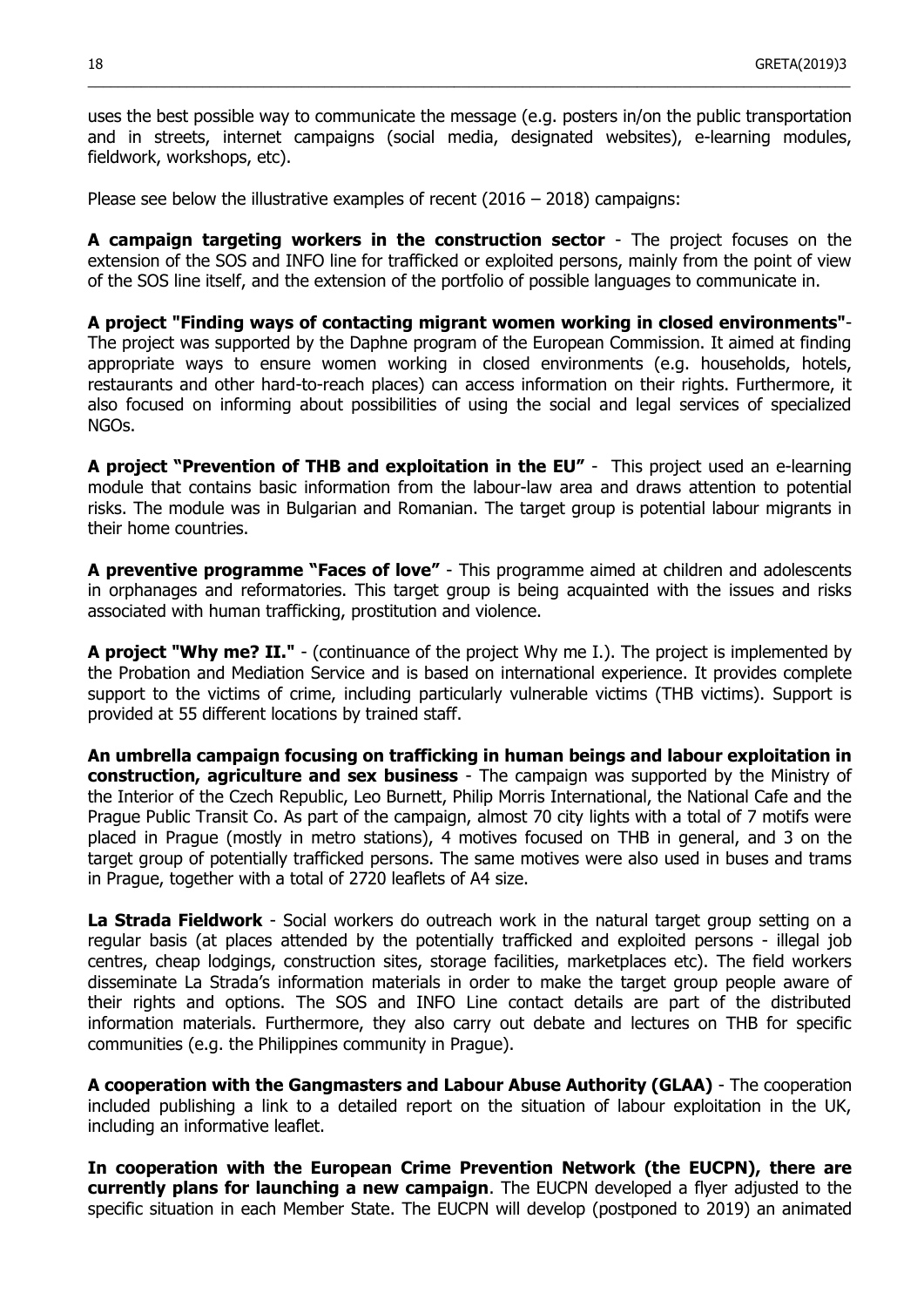uses the best possible way to communicate the message (e.g. posters in/on the public transportation and in streets, internet campaigns (social media, designated websites), e-learning modules, fieldwork, workshops, etc).

Please see below the illustrative examples of recent (2016 – 2018) campaigns:

**A campaign targeting workers in the construction sector** - The project focuses on the extension of the SOS and INFO line for trafficked or exploited persons, mainly from the point of view of the SOS line itself, and the extension of the portfolio of possible languages to communicate in.

**A project "Finding ways of contacting migrant women working in closed environments"**- The project was supported by the Daphne program of the European Commission. It aimed at finding appropriate ways to ensure women working in closed environments (e.g. households, hotels, restaurants and other hard-to-reach places) can access information on their rights. Furthermore, it also focused on informing about possibilities of using the social and legal services of specialized NGOs.

**A project "Prevention of THB and exploitation in the EU"** - This project used an e-learning module that contains basic information from the labour-law area and draws attention to potential risks. The module was in Bulgarian and Romanian. The target group is potential labour migrants in their home countries.

**A preventive programme "Faces of love"** - This programme aimed at children and adolescents in orphanages and reformatories. This target group is being acquainted with the issues and risks associated with human trafficking, prostitution and violence.

**A project "Why me? II."** - (continuance of the project Why me I.). The project is implemented by the Probation and Mediation Service and is based on international experience. It provides complete support to the victims of crime, including particularly vulnerable victims (THB victims). Support is provided at 55 different locations by trained staff.

**An umbrella campaign focusing on trafficking in human beings and labour exploitation in construction, agriculture and sex business** - The campaign was supported by the Ministry of the Interior of the Czech Republic, Leo Burnett, Philip Morris International, the National Cafe and the Prague Public Transit Co. As part of the campaign, almost 70 city lights with a total of 7 motifs were placed in Prague (mostly in metro stations), 4 motives focused on THB in general, and 3 on the target group of potentially trafficked persons. The same motives were also used in buses and trams in Prague, together with a total of 2720 leaflets of A4 size.

**La Strada Fieldwork** - Social workers do outreach work in the natural target group setting on a regular basis (at places attended by the potentially trafficked and exploited persons - illegal job centres, cheap lodgings, construction sites, storage facilities, marketplaces etc). The field workers disseminate La Strada's information materials in order to make the target group people aware of their rights and options. The SOS and INFO Line contact details are part of the distributed information materials. Furthermore, they also carry out debate and lectures on THB for specific communities (e.g. the Philippines community in Prague).

**A cooperation with the Gangmasters and Labour Abuse Authority (GLAA)** - The cooperation included publishing a link to a detailed report on the situation of labour exploitation in the UK, including an informative leaflet.

**In cooperation with the European Crime Prevention Network (the EUCPN), there are currently plans for launching a new campaign**. The EUCPN developed a flyer adjusted to the specific situation in each Member State. The EUCPN will develop (postponed to 2019) an animated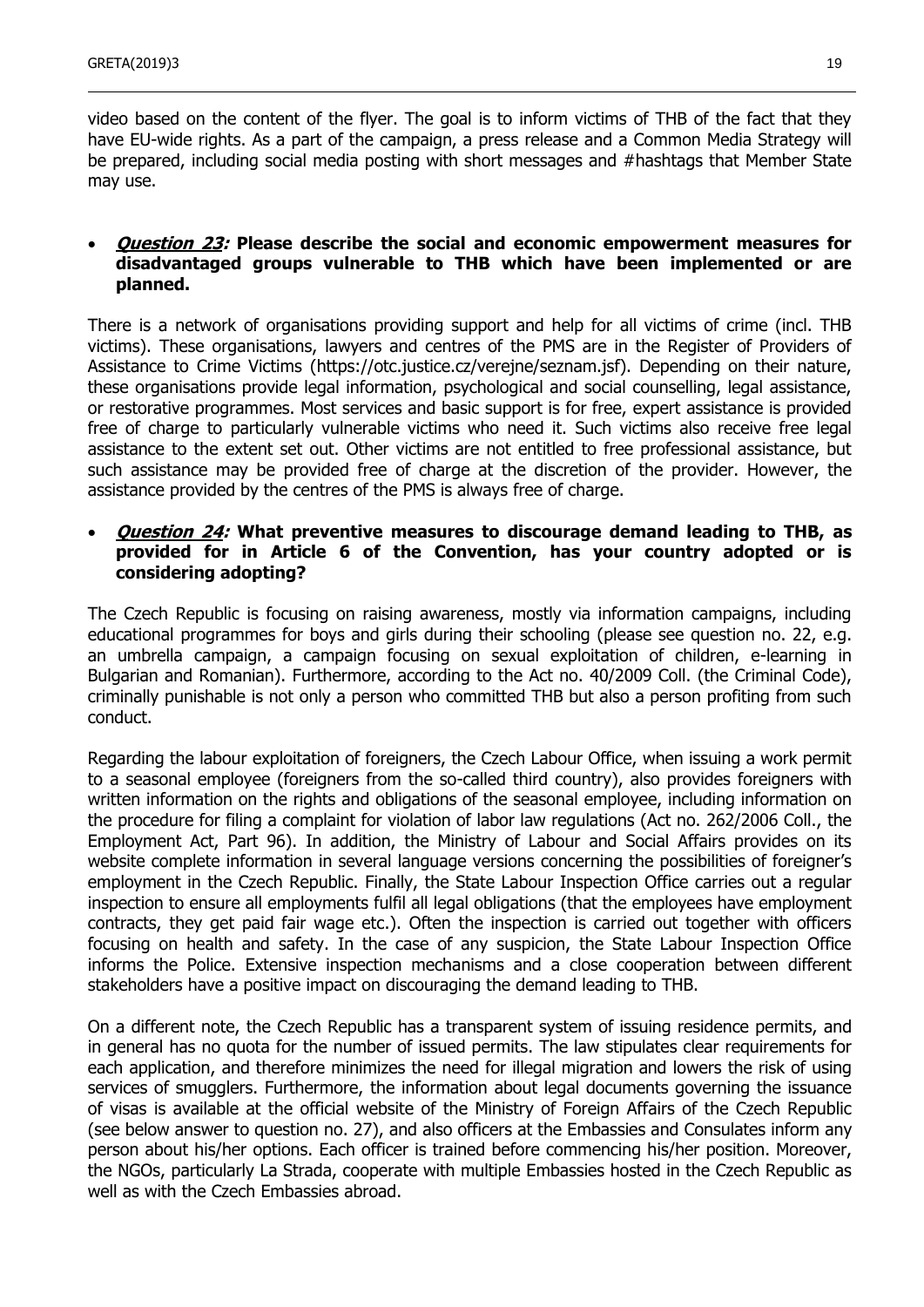video based on the content of the flyer. The goal is to inform victims of THB of the fact that they have EU-wide rights. As a part of the campaign, a press release and a Common Media Strategy will be prepared, including social media posting with short messages and #hashtags that Member State may use.

- ***Question 23:*** **Please describe the social and economic empowerment measures for disadvantaged groups vulnerable to THB which have been implemented or are planned.**

There is a network of organisations providing support and help for all victims of crime (incl. THB victims). These organisations, lawyers and centres of the PMS are in the Register of Providers of Assistance to Crime Victims (https://otc.justice.cz/verejne/seznam.jsf). Depending on their nature, these organisations provide legal information, psychological and social counselling, legal assistance, or restorative programmes. Most services and basic support is for free, expert assistance is provided free of charge to particularly vulnerable victims who need it. Such victims also receive free legal assistance to the extent set out. Other victims are not entitled to free professional assistance, but such assistance may be provided free of charge at the discretion of the provider. However, the assistance provided by the centres of the PMS is always free of charge.

- ***Question 24:*** **What preventive measures to discourage demand leading to THB, as provided for in Article 6 of the Convention, has your country adopted or is considering adopting?**

The Czech Republic is focusing on raising awareness, mostly via information campaigns, including educational programmes for boys and girls during their schooling (please see question no. 22, e.g. an umbrella campaign, a campaign focusing on sexual exploitation of children, e-learning in Bulgarian and Romanian). Furthermore, according to the Act no. 40/2009 Coll. (the Criminal Code), criminally punishable is not only a person who committed THB but also a person profiting from such conduct.

Regarding the labour exploitation of foreigners, the Czech Labour Office, when issuing a work permit to a seasonal employee (foreigners from the so-called third country), also provides foreigners with written information on the rights and obligations of the seasonal employee, including information on the procedure for filing a complaint for violation of labor law regulations (Act no. 262/2006 Coll., the Employment Act, Part 96). In addition, the Ministry of Labour and Social Affairs provides on its website complete information in several language versions concerning the possibilities of foreigner's employment in the Czech Republic. Finally, the State Labour Inspection Office carries out a regular inspection to ensure all employments fulfil all legal obligations (that the employees have employment contracts, they get paid fair wage etc.). Often the inspection is carried out together with officers focusing on health and safety. In the case of any suspicion, the State Labour Inspection Office informs the Police. Extensive inspection mechanisms and a close cooperation between different stakeholders have a positive impact on discouraging the demand leading to THB.

On a different note, the Czech Republic has a transparent system of issuing residence permits, and in general has no quota for the number of issued permits. The law stipulates clear requirements for each application, and therefore minimizes the need for illegal migration and lowers the risk of using services of smugglers. Furthermore, the information about legal documents governing the issuance of visas is available at the official website of the Ministry of Foreign Affairs of the Czech Republic (see below answer to question no. 27), and also officers at the Embassies and Consulates inform any person about his/her options. Each officer is trained before commencing his/her position. Moreover, the NGOs, particularly La Strada, cooperate with multiple Embassies hosted in the Czech Republic as well as with the Czech Embassies abroad.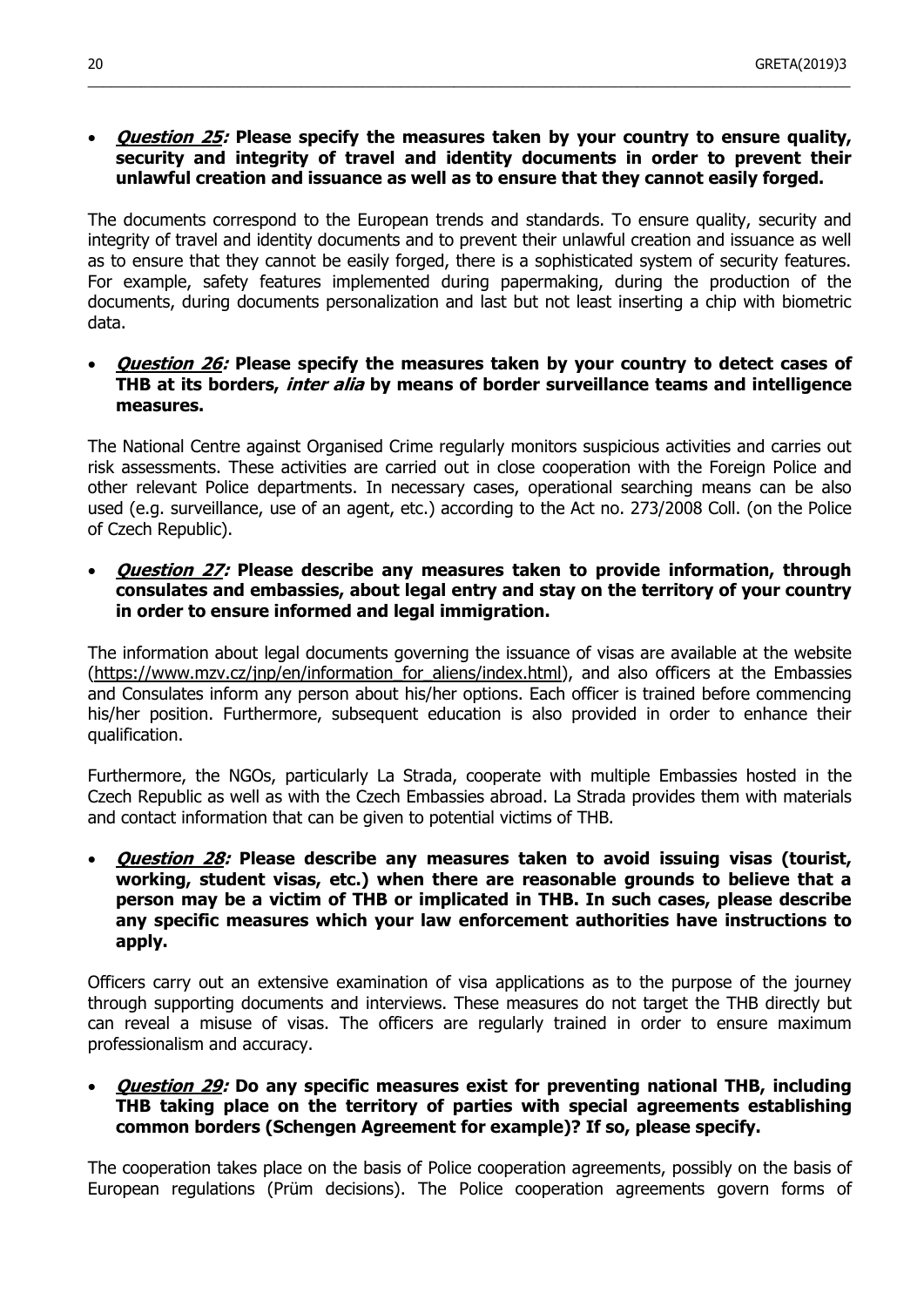- ***Question 25*: Please specify the measures taken by your country to ensure quality, security and integrity of travel and identity documents in order to prevent their unlawful creation and issuance as well as to ensure that they cannot easily forged.**

The documents correspond to the European trends and standards. To ensure quality, security and integrity of travel and identity documents and to prevent their unlawful creation and issuance as well as to ensure that they cannot be easily forged, there is a sophisticated system of security features. For example, safety features implemented during papermaking, during the production of the documents, during documents personalization and last but not least inserting a chip with biometric data.

- ***Question 26*: Please specify the measures taken by your country to detect cases of THB at its borders, *inter alia* by means of border surveillance teams and intelligence measures.**

The National Centre against Organised Crime regularly monitors suspicious activities and carries out risk assessments. These activities are carried out in close cooperation with the Foreign Police and other relevant Police departments. In necessary cases, operational searching means can be also used (e.g. surveillance, use of an agent, etc.) according to the Act no. 273/2008 Coll. (on the Police of Czech Republic).

- ***Question 27*: Please describe any measures taken to provide information, through consulates and embassies, about legal entry and stay on the territory of your country in order to ensure informed and legal immigration.**

The information about legal documents governing the issuance of visas are available at the website (https://www.mzv.cz/jnp/en/information_for_aliens/index.html), and also officers at the Embassies and Consulates inform any person about his/her options. Each officer is trained before commencing his/her position. Furthermore, subsequent education is also provided in order to enhance their qualification.

Furthermore, the NGOs, particularly La Strada, cooperate with multiple Embassies hosted in the Czech Republic as well as with the Czech Embassies abroad. La Strada provides them with materials and contact information that can be given to potential victims of THB.

- ***Question 28*: Please describe any measures taken to avoid issuing visas (tourist, working, student visas, etc.) when there are reasonable grounds to believe that a person may be a victim of THB or implicated in THB. In such cases, please describe any specific measures which your law enforcement authorities have instructions to apply.**

Officers carry out an extensive examination of visa applications as to the purpose of the journey through supporting documents and interviews. These measures do not target the THB directly but can reveal a misuse of visas. The officers are regularly trained in order to ensure maximum professionalism and accuracy.

- ***Question 29*: Do any specific measures exist for preventing national THB, including THB taking place on the territory of parties with special agreements establishing common borders (Schengen Agreement for example)? If so, please specify.**

The cooperation takes place on the basis of Police cooperation agreements, possibly on the basis of European regulations (Prüm decisions). The Police cooperation agreements govern forms of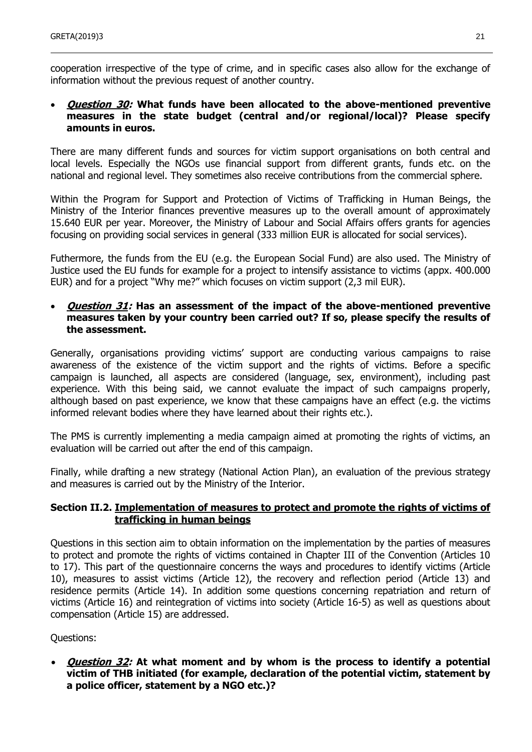cooperation irrespective of the type of crime, and in specific cases also allow for the exchange of information without the previous request of another country.

- ***Question 30:* What funds have been allocated to the above-mentioned preventive measures in the state budget (central and/or regional/local)? Please specify amounts in euros.**

There are many different funds and sources for victim support organisations on both central and local levels. Especially the NGOs use financial support from different grants, funds etc. on the national and regional level. They sometimes also receive contributions from the commercial sphere.

Within the Program for Support and Protection of Victims of Trafficking in Human Beings, the Ministry of the Interior finances preventive measures up to the overall amount of approximately 15.640 EUR per year. Moreover, the Ministry of Labour and Social Affairs offers grants for agencies focusing on providing social services in general (333 million EUR is allocated for social services).

Futhermore, the funds from the EU (e.g. the European Social Fund) are also used. The Ministry of Justice used the EU funds for example for a project to intensify assistance to victims (appx. 400.000 EUR) and for a project "Why me?" which focuses on victim support (2,3 mil EUR).

- ***Question 31:* Has an assessment of the impact of the above-mentioned preventive measures taken by your country been carried out? If so, please specify the results of the assessment.**

Generally, organisations providing victims' support are conducting various campaigns to raise awareness of the existence of the victim support and the rights of victims. Before a specific campaign is launched, all aspects are considered (language, sex, environment), including past experience. With this being said, we cannot evaluate the impact of such campaigns properly, although based on past experience, we know that these campaigns have an effect (e.g. the victims informed relevant bodies where they have learned about their rights etc.).

The PMS is currently implementing a media campaign aimed at promoting the rights of victims, an evaluation will be carried out after the end of this campaign.

Finally, while drafting a new strategy (National Action Plan), an evaluation of the previous strategy and measures is carried out by the Ministry of the Interior.

## Section II.2. Implementation of measures to protect and promote the rights of victims of trafficking in human beings

Questions in this section aim to obtain information on the implementation by the parties of measures to protect and promote the rights of victims contained in Chapter III of the Convention (Articles 10 to 17). This part of the questionnaire concerns the ways and procedures to identify victims (Article 10), measures to assist victims (Article 12), the recovery and reflection period (Article 13) and residence permits (Article 14). In addition some questions concerning repatriation and return of victims (Article 16) and reintegration of victims into society (Article 16-5) as well as questions about compensation (Article 15) are addressed.

Questions:

- ***Question 32:* At what moment and by whom is the process to identify a potential victim of THB initiated (for example, declaration of the potential victim, statement by a police officer, statement by a NGO etc.)?**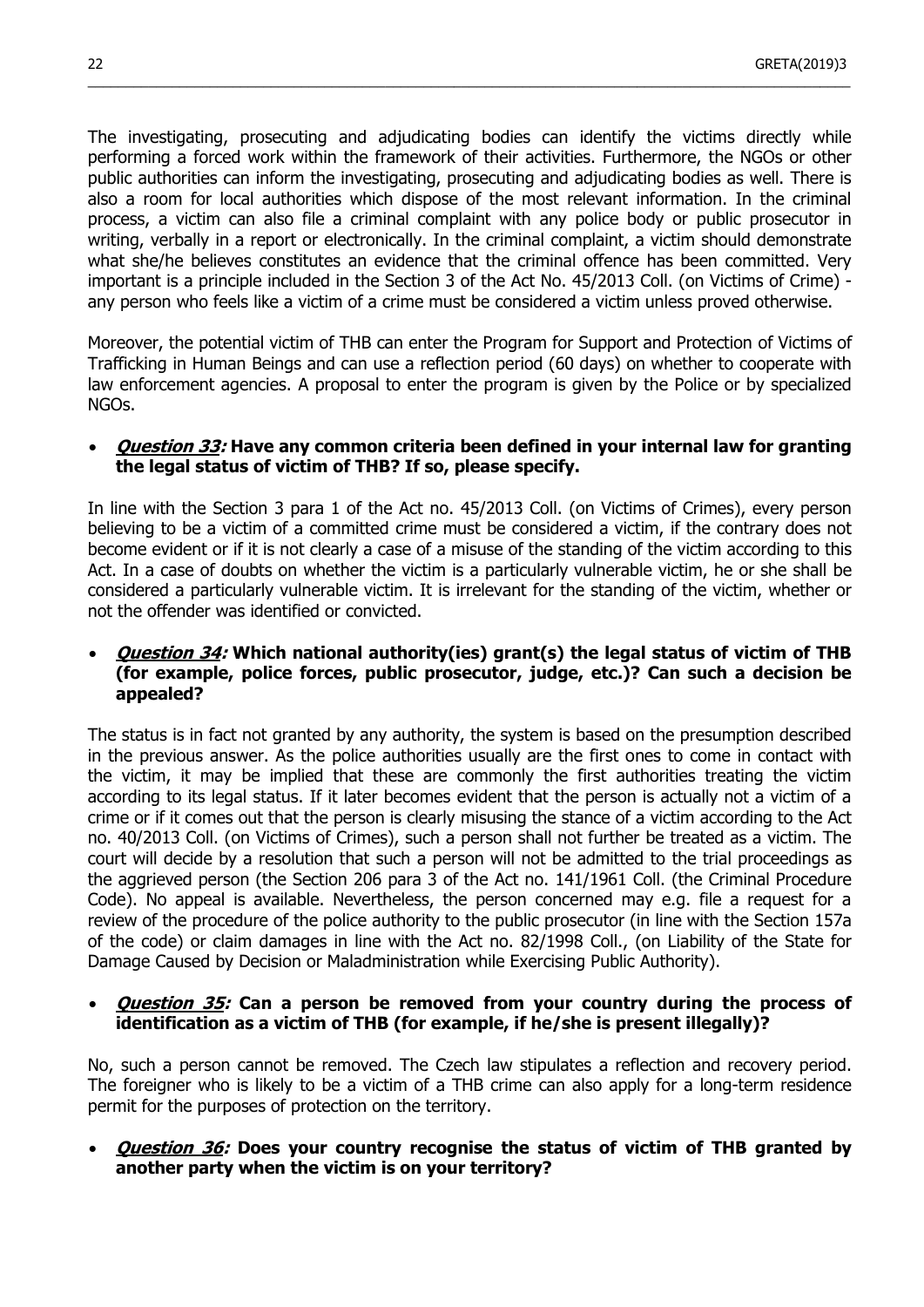The investigating, prosecuting and adjudicating bodies can identify the victims directly while performing a forced work within the framework of their activities. Furthermore, the NGOs or other public authorities can inform the investigating, prosecuting and adjudicating bodies as well. There is also a room for local authorities which dispose of the most relevant information. In the criminal process, a victim can also file a criminal complaint with any police body or public prosecutor in writing, verbally in a report or electronically. In the criminal complaint, a victim should demonstrate what she/he believes constitutes an evidence that the criminal offence has been committed. Very important is a principle included in the Section 3 of the Act No. 45/2013 Coll. (on Victims of Crime) - any person who feels like a victim of a crime must be considered a victim unless proved otherwise.

Moreover, the potential victim of THB can enter the Program for Support and Protection of Victims of Trafficking in Human Beings and can use a reflection period (60 days) on whether to cooperate with law enforcement agencies. A proposal to enter the program is given by the Police or by specialized NGOs.

- ***Question 33:*** **Have any common criteria been defined in your internal law for granting the legal status of victim of THB? If so, please specify.**

In line with the Section 3 para 1 of the Act no. 45/2013 Coll. (on Victims of Crimes), every person believing to be a victim of a committed crime must be considered a victim, if the contrary does not become evident or if it is not clearly a case of a misuse of the standing of the victim according to this Act. In a case of doubts on whether the victim is a particularly vulnerable victim, he or she shall be considered a particularly vulnerable victim. It is irrelevant for the standing of the victim, whether or not the offender was identified or convicted.

- ***Question 34:*** **Which national authority(ies) grant(s) the legal status of victim of THB (for example, police forces, public prosecutor, judge, etc.)? Can such a decision be appealed?**

The status is in fact not granted by any authority, the system is based on the presumption described in the previous answer. As the police authorities usually are the first ones to come in contact with the victim, it may be implied that these are commonly the first authorities treating the victim according to its legal status. If it later becomes evident that the person is actually not a victim of a crime or if it comes out that the person is clearly misusing the stance of a victim according to the Act no. 40/2013 Coll. (on Victims of Crimes), such a person shall not further be treated as a victim. The court will decide by a resolution that such a person will not be admitted to the trial proceedings as the aggrieved person (the Section 206 para 3 of the Act no. 141/1961 Coll. (the Criminal Procedure Code). No appeal is available. Nevertheless, the person concerned may e.g. file a request for a review of the procedure of the police authority to the public prosecutor (in line with the Section 157a of the code) or claim damages in line with the Act no. 82/1998 Coll., (on Liability of the State for Damage Caused by Decision or Maladministration while Exercising Public Authority).

- ***Question 35:*** **Can a person be removed from your country during the process of identification as a victim of THB (for example, if he/she is present illegally)?**

No, such a person cannot be removed. The Czech law stipulates a reflection and recovery period. The foreigner who is likely to be a victim of a THB crime can also apply for a long-term residence permit for the purposes of protection on the territory.

- ***Question 36:*** **Does your country recognise the status of victim of THB granted by another party when the victim is on your territory?**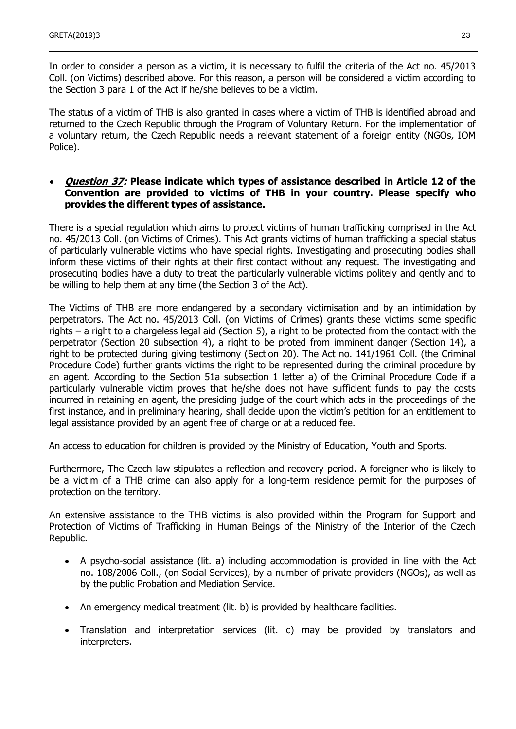In order to consider a person as a victim, it is necessary to fulfil the criteria of the Act no. 45/2013 Coll. (on Victims) described above. For this reason, a person will be considered a victim according to the Section 3 para 1 of the Act if he/she believes to be a victim.

The status of a victim of THB is also granted in cases where a victim of THB is identified abroad and returned to the Czech Republic through the Program of Voluntary Return. For the implementation of a voluntary return, the Czech Republic needs a relevant statement of a foreign entity (NGOs, IOM Police).

- ***Question 37:*** **Please indicate which types of assistance described in Article 12 of the Convention are provided to victims of THB in your country. Please specify who provides the different types of assistance.**

There is a special regulation which aims to protect victims of human trafficking comprised in the Act no. 45/2013 Coll. (on Victims of Crimes). This Act grants victims of human trafficking a special status of particularly vulnerable victims who have special rights. Investigating and prosecuting bodies shall inform these victims of their rights at their first contact without any request. The investigating and prosecuting bodies have a duty to treat the particularly vulnerable victims politely and gently and to be willing to help them at any time (the Section 3 of the Act).

The Victims of THB are more endangered by a secondary victimisation and by an intimidation by perpetrators. The Act no. 45/2013 Coll. (on Victims of Crimes) grants these victims some specific rights – a right to a chargeless legal aid (Section 5), a right to be protected from the contact with the perpetrator (Section 20 subsection 4), a right to be proted from imminent danger (Section 14), a right to be protected during giving testimony (Section 20). The Act no. 141/1961 Coll. (the Criminal Procedure Code) further grants victims the right to be represented during the criminal procedure by an agent. According to the Section 51a subsection 1 letter a) of the Criminal Procedure Code if a particularly vulnerable victim proves that he/she does not have sufficient funds to pay the costs incurred in retaining an agent, the presiding judge of the court which acts in the proceedings of the first instance, and in preliminary hearing, shall decide upon the victim's petition for an entitlement to legal assistance provided by an agent free of charge or at a reduced fee.

An access to education for children is provided by the Ministry of Education, Youth and Sports.

Furthermore, The Czech law stipulates a reflection and recovery period. A foreigner who is likely to be a victim of a THB crime can also apply for a long-term residence permit for the purposes of protection on the territory.

An extensive assistance to the THB victims is also provided within the Program for Support and Protection of Victims of Trafficking in Human Beings of the Ministry of the Interior of the Czech Republic.

- A psycho-social assistance (lit. a) including accommodation is provided in line with the Act no. 108/2006 Coll., (on Social Services), by a number of private providers (NGOs), as well as by the public Probation and Mediation Service.
- An emergency medical treatment (lit. b) is provided by healthcare facilities.
- Translation and interpretation services (lit. c) may be provided by translators and interpreters.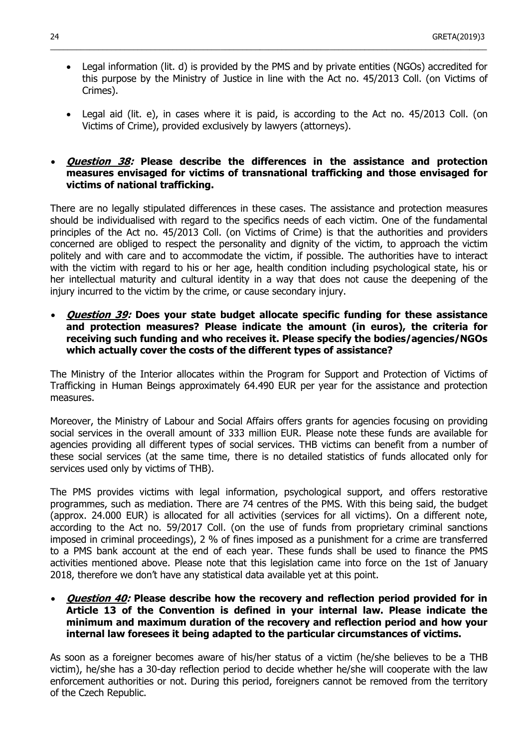- Legal information (lit. d) is provided by the PMS and by private entities (NGOs) accredited for this purpose by the Ministry of Justice in line with the Act no. 45/2013 Coll. (on Victims of Crimes).

- Legal aid (lit. e), in cases where it is paid, is according to the Act no. 45/2013 Coll. (on Victims of Crime), provided exclusively by lawyers (attorneys).

- ***Question 38:*** **Please describe the differences in the assistance and protection measures envisaged for victims of transnational trafficking and those envisaged for victims of national trafficking.**

There are no legally stipulated differences in these cases. The assistance and protection measures should be individualised with regard to the specifics needs of each victim. One of the fundamental principles of the Act no. 45/2013 Coll. (on Victims of Crime) is that the authorities and providers concerned are obliged to respect the personality and dignity of the victim, to approach the victim politely and with care and to accommodate the victim, if possible. The authorities have to interact with the victim with regard to his or her age, health condition including psychological state, his or her intellectual maturity and cultural identity in a way that does not cause the deepening of the injury incurred to the victim by the crime, or cause secondary injury.

- ***Question 39:*** **Does your state budget allocate specific funding for these assistance and protection measures? Please indicate the amount (in euros), the criteria for receiving such funding and who receives it. Please specify the bodies/agencies/NGOs which actually cover the costs of the different types of assistance?**

The Ministry of the Interior allocates within the Program for Support and Protection of Victims of Trafficking in Human Beings approximately 64.490 EUR per year for the assistance and protection measures.

Moreover, the Ministry of Labour and Social Affairs offers grants for agencies focusing on providing social services in the overall amount of 333 million EUR. Please note these funds are available for agencies providing all different types of social services. THB victims can benefit from a number of these social services (at the same time, there is no detailed statistics of funds allocated only for services used only by victims of THB).

The PMS provides victims with legal information, psychological support, and offers restorative programmes, such as mediation. There are 74 centres of the PMS. With this being said, the budget (approx. 24.000 EUR) is allocated for all activities (services for all victims). On a different note, according to the Act no. 59/2017 Coll. (on the use of funds from proprietary criminal sanctions imposed in criminal proceedings), 2 % of fines imposed as a punishment for a crime are transferred to a PMS bank account at the end of each year. These funds shall be used to finance the PMS activities mentioned above. Please note that this legislation came into force on the 1st of January 2018, therefore we don't have any statistical data available yet at this point.

- ***Question 40:*** **Please describe how the recovery and reflection period provided for in Article 13 of the Convention is defined in your internal law. Please indicate the minimum and maximum duration of the recovery and reflection period and how your internal law foresees it being adapted to the particular circumstances of victims.**

As soon as a foreigner becomes aware of his/her status of a victim (he/she believes to be a THB victim), he/she has a 30-day reflection period to decide whether he/she will cooperate with the law enforcement authorities or not. During this period, foreigners cannot be removed from the territory of the Czech Republic.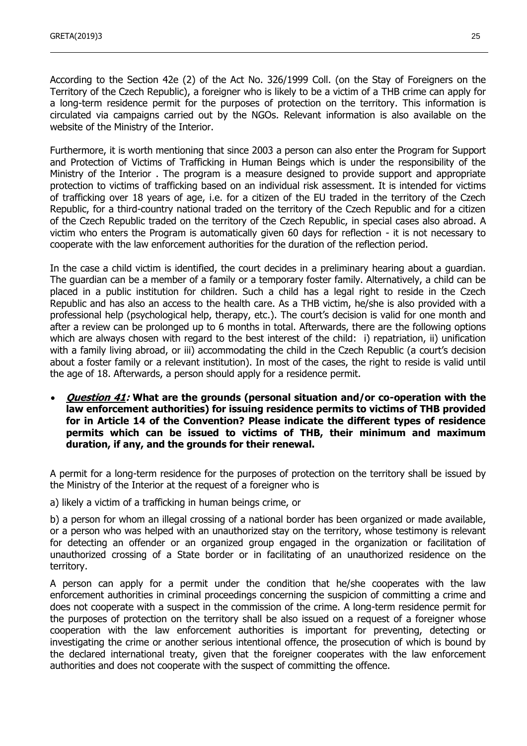According to the Section 42e (2) of the Act No. 326/1999 Coll. (on the Stay of Foreigners on the Territory of the Czech Republic), a foreigner who is likely to be a victim of a THB crime can apply for a long-term residence permit for the purposes of protection on the territory. This information is circulated via campaigns carried out by the NGOs. Relevant information is also available on the website of the Ministry of the Interior.

Furthermore, it is worth mentioning that since 2003 a person can also enter the Program for Support and Protection of Victims of Trafficking in Human Beings which is under the responsibility of the Ministry of the Interior . The program is a measure designed to provide support and appropriate protection to victims of trafficking based on an individual risk assessment. It is intended for victims of trafficking over 18 years of age, i.e. for a citizen of the EU traded in the territory of the Czech Republic, for a third-country national traded on the territory of the Czech Republic and for a citizen of the Czech Republic traded on the territory of the Czech Republic, in special cases also abroad. A victim who enters the Program is automatically given 60 days for reflection - it is not necessary to cooperate with the law enforcement authorities for the duration of the reflection period.

In the case a child victim is identified, the court decides in a preliminary hearing about a guardian. The guardian can be a member of a family or a temporary foster family. Alternatively, a child can be placed in a public institution for children. Such a child has a legal right to reside in the Czech Republic and has also an access to the health care. As a THB victim, he/she is also provided with a professional help (psychological help, therapy, etc.). The court's decision is valid for one month and after a review can be prolonged up to 6 months in total. Afterwards, there are the following options which are always chosen with regard to the best interest of the child: i) repatriation, ii) unification with a family living abroad, or iii) accommodating the child in the Czech Republic (a court's decision about a foster family or a relevant institution). In most of the cases, the right to reside is valid until the age of 18. Afterwards, a person should apply for a residence permit.

- ***Question 41*: What are the grounds (personal situation and/or co-operation with the law enforcement authorities) for issuing residence permits to victims of THB provided for in Article 14 of the Convention? Please indicate the different types of residence permits which can be issued to victims of THB, their minimum and maximum duration, if any, and the grounds for their renewal.**

A permit for a long-term residence for the purposes of protection on the territory shall be issued by the Ministry of the Interior at the request of a foreigner who is

a) likely a victim of a trafficking in human beings crime, or

b) a person for whom an illegal crossing of a national border has been organized or made available, or a person who was helped with an unauthorized stay on the territory, whose testimony is relevant for detecting an offender or an organized group engaged in the organization or facilitation of unauthorized crossing of a State border or in facilitating of an unauthorized residence on the territory.

A person can apply for a permit under the condition that he/she cooperates with the law enforcement authorities in criminal proceedings concerning the suspicion of committing a crime and does not cooperate with a suspect in the commission of the crime. A long-term residence permit for the purposes of protection on the territory shall be also issued on a request of a foreigner whose cooperation with the law enforcement authorities is important for preventing, detecting or investigating the crime or another serious intentional offence, the prosecution of which is bound by the declared international treaty, given that the foreigner cooperates with the law enforcement authorities and does not cooperate with the suspect of committing the offence.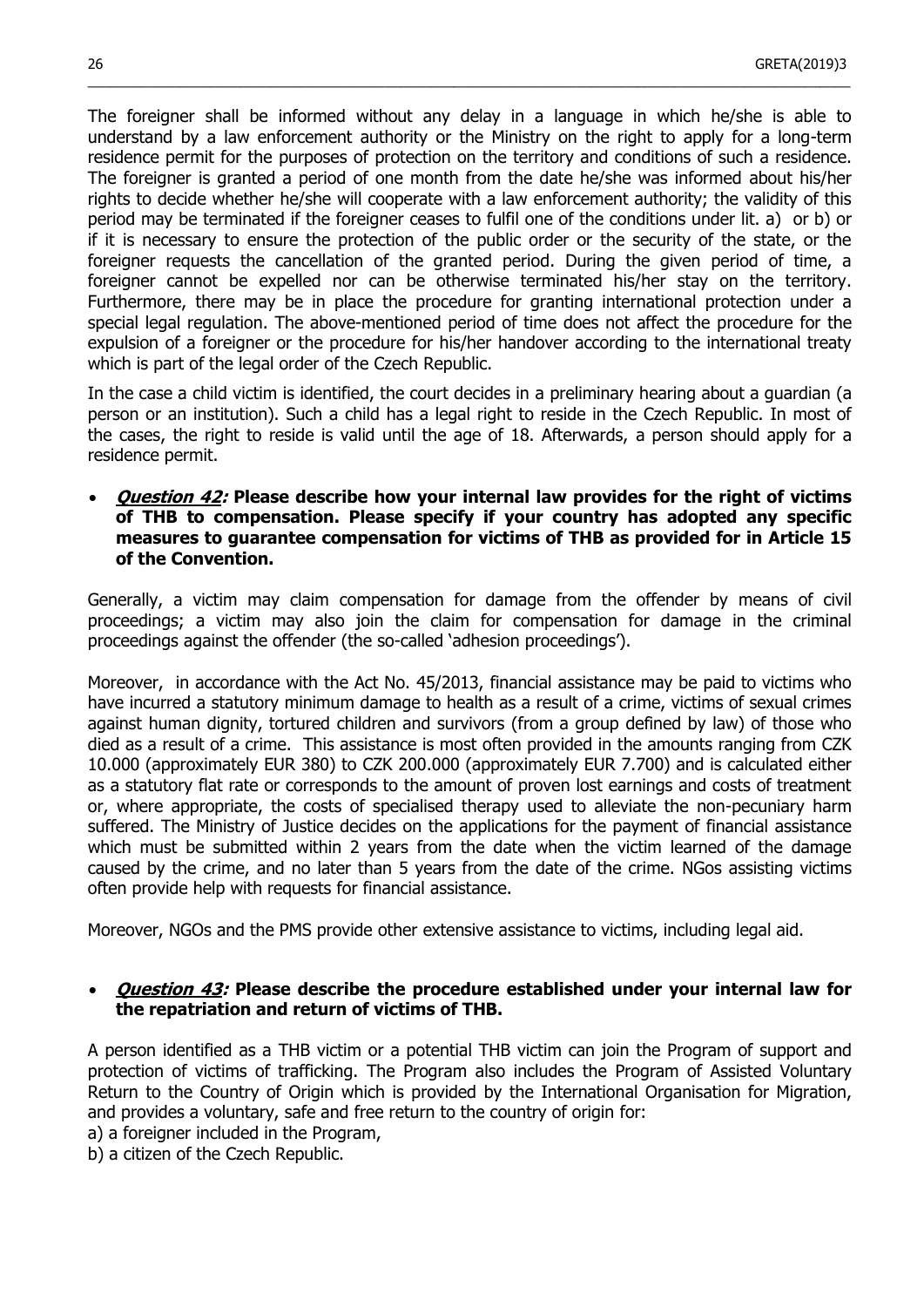The foreigner shall be informed without any delay in a language in which he/she is able to understand by a law enforcement authority or the Ministry on the right to apply for a long-term residence permit for the purposes of protection on the territory and conditions of such a residence. The foreigner is granted a period of one month from the date he/she was informed about his/her rights to decide whether he/she will cooperate with a law enforcement authority; the validity of this period may be terminated if the foreigner ceases to fulfil one of the conditions under lit. a) or b) or if it is necessary to ensure the protection of the public order or the security of the state, or the foreigner requests the cancellation of the granted period. During the given period of time, a foreigner cannot be expelled nor can be otherwise terminated his/her stay on the territory. Furthermore, there may be in place the procedure for granting international protection under a special legal regulation. The above-mentioned period of time does not affect the procedure for the expulsion of a foreigner or the procedure for his/her handover according to the international treaty which is part of the legal order of the Czech Republic.

In the case a child victim is identified, the court decides in a preliminary hearing about a guardian (a person or an institution). Such a child has a legal right to reside in the Czech Republic. In most of the cases, the right to reside is valid until the age of 18. Afterwards, a person should apply for a residence permit.

- ***Question 42:*** **Please describe how your internal law provides for the right of victims of THB to compensation. Please specify if your country has adopted any specific measures to guarantee compensation for victims of THB as provided for in Article 15 of the Convention.**

Generally, a victim may claim compensation for damage from the offender by means of civil proceedings; a victim may also join the claim for compensation for damage in the criminal proceedings against the offender (the so-called 'adhesion proceedings').

Moreover, in accordance with the Act No. 45/2013, financial assistance may be paid to victims who have incurred a statutory minimum damage to health as a result of a crime, victims of sexual crimes against human dignity, tortured children and survivors (from a group defined by law) of those who died as a result of a crime. This assistance is most often provided in the amounts ranging from CZK 10.000 (approximately EUR 380) to CZK 200.000 (approximately EUR 7.700) and is calculated either as a statutory flat rate or corresponds to the amount of proven lost earnings and costs of treatment or, where appropriate, the costs of specialised therapy used to alleviate the non-pecuniary harm suffered. The Ministry of Justice decides on the applications for the payment of financial assistance which must be submitted within 2 years from the date when the victim learned of the damage caused by the crime, and no later than 5 years from the date of the crime. NGos assisting victims often provide help with requests for financial assistance.

Moreover, NGOs and the PMS provide other extensive assistance to victims, including legal aid.

- ***Question 43:*** **Please describe the procedure established under your internal law for the repatriation and return of victims of THB.**

A person identified as a THB victim or a potential THB victim can join the Program of support and protection of victims of trafficking. The Program also includes the Program of Assisted Voluntary Return to the Country of Origin which is provided by the International Organisation for Migration, and provides a voluntary, safe and free return to the country of origin for:

a) a foreigner included in the Program,

b) a citizen of the Czech Republic.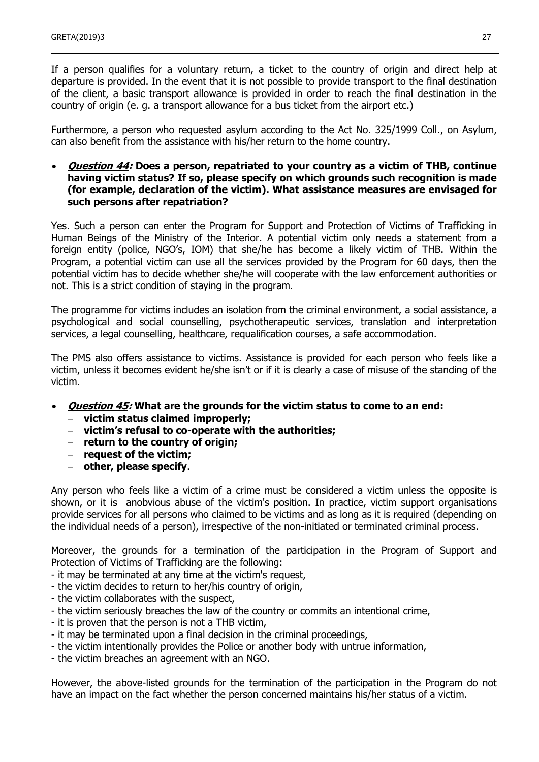If a person qualifies for a voluntary return, a ticket to the country of origin and direct help at departure is provided. In the event that it is not possible to provide transport to the final destination of the client, a basic transport allowance is provided in order to reach the final destination in the country of origin (e. g. a transport allowance for a bus ticket from the airport etc.)

Furthermore, a person who requested asylum according to the Act No. 325/1999 Coll., on Asylum, can also benefit from the assistance with his/her return to the home country.

- ***Question 44:*** **Does a person, repatriated to your country as a victim of THB, continue having victim status? If so, please specify on which grounds such recognition is made (for example, declaration of the victim). What assistance measures are envisaged for such persons after repatriation?**

Yes. Such a person can enter the Program for Support and Protection of Victims of Trafficking in Human Beings of the Ministry of the Interior. A potential victim only needs a statement from a foreign entity (police, NGO's, IOM) that she/he has become a likely victim of THB. Within the Program, a potential victim can use all the services provided by the Program for 60 days, then the potential victim has to decide whether she/he will cooperate with the law enforcement authorities or not. This is a strict condition of staying in the program.

The programme for victims includes an isolation from the criminal environment, a social assistance, a psychological and social counselling, psychotherapeutic services, translation and interpretation services, a legal counselling, healthcare, requalification courses, a safe accommodation.

The PMS also offers assistance to victims. Assistance is provided for each person who feels like a victim, unless it becomes evident he/she isn't or if it is clearly a case of misuse of the standing of the victim.

- ***Question 45:*** **What are the grounds for the victim status to come to an end:**
  - **victim status claimed improperly;**
  - **victim's refusal to co-operate with the authorities;**
  - **return to the country of origin;**
  - **request of the victim;**
  - **other, please specify**.

Any person who feels like a victim of a crime must be considered a victim unless the opposite is shown, or it is anobvious abuse of the victim's position. In practice, victim support organisations provide services for all persons who claimed to be victims and as long as it is required (depending on the individual needs of a person), irrespective of the non-initiated or terminated criminal process.

Moreover, the grounds for a termination of the participation in the Program of Support and Protection of Victims of Trafficking are the following:

- it may be terminated at any time at the victim's request,
- the victim decides to return to her/his country of origin,
- the victim collaborates with the suspect,
- the victim seriously breaches the law of the country or commits an intentional crime,
- it is proven that the person is not a THB victim,
- it may be terminated upon a final decision in the criminal proceedings,
- the victim intentionally provides the Police or another body with untrue information,
- the victim breaches an agreement with an NGO.

However, the above-listed grounds for the termination of the participation in the Program do not have an impact on the fact whether the person concerned maintains his/her status of a victim.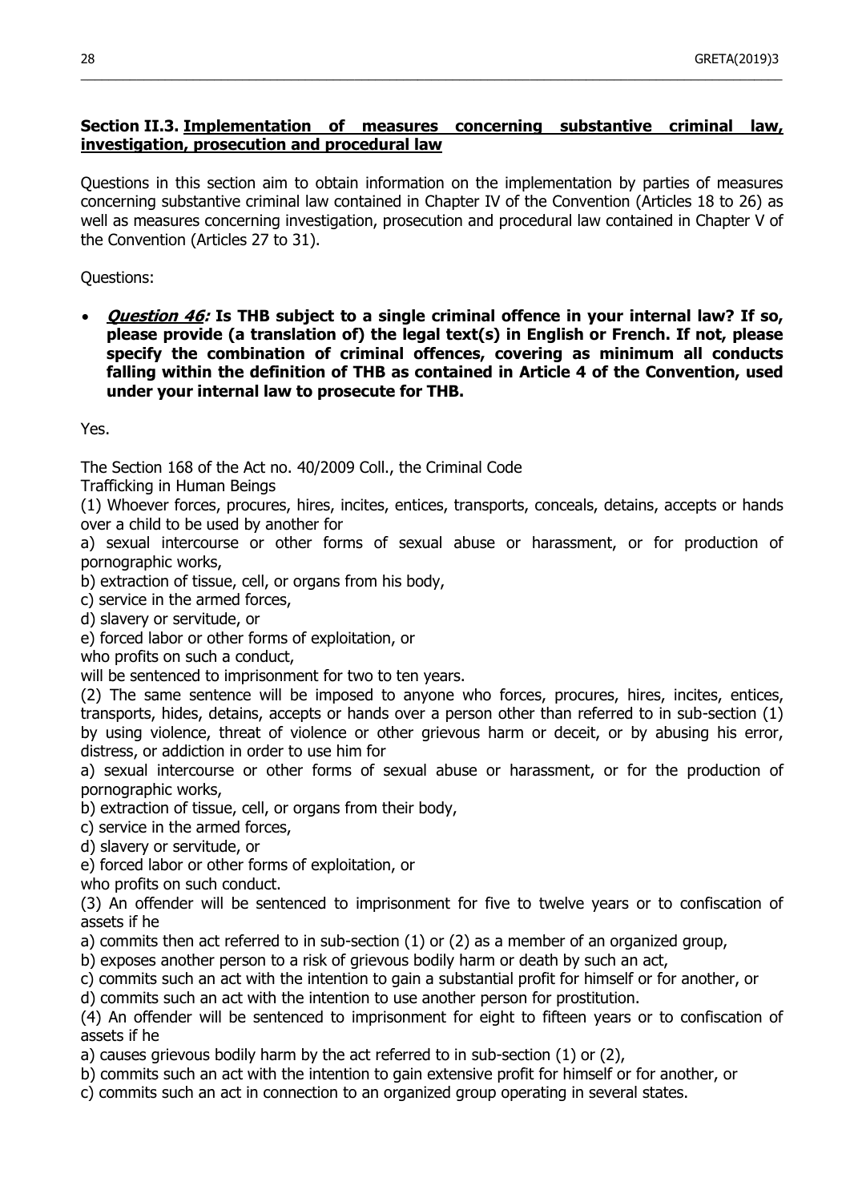### Section II.3. Implementation of measures concerning substantive criminal law, investigation, prosecution and procedural law

Questions in this section aim to obtain information on the implementation by parties of measures concerning substantive criminal law contained in Chapter IV of the Convention (Articles 18 to 26) as well as measures concerning investigation, prosecution and procedural law contained in Chapter V of the Convention (Articles 27 to 31).

Questions:

- ***Question 46:* Is THB subject to a single criminal offence in your internal law? If so, please provide (a translation of) the legal text(s) in English or French. If not, please specify the combination of criminal offences, covering as minimum all conducts falling within the definition of THB as contained in Article 4 of the Convention, used under your internal law to prosecute for THB.**

Yes.

The Section 168 of the Act no. 40/2009 Coll., the Criminal Code
Trafficking in Human Beings

(1) Whoever forces, procures, hires, incites, entices, transports, conceals, detains, accepts or hands over a child to be used by another for

a) sexual intercourse or other forms of sexual abuse or harassment, or for production of pornographic works,
b) extraction of tissue, cell, or organs from his body,
c) service in the armed forces,
d) slavery or servitude, or
e) forced labor or other forms of exploitation, or
who profits on such a conduct,
will be sentenced to imprisonment for two to ten years.

(2) The same sentence will be imposed to anyone who forces, procures, hires, incites, entices, transports, hides, detains, accepts or hands over a person other than referred to in sub-section (1) by using violence, threat of violence or other grievous harm or deceit, or by abusing his error, distress, or addiction in order to use him for

a) sexual intercourse or other forms of sexual abuse or harassment, or for the production of pornographic works,
b) extraction of tissue, cell, or organs from their body,
c) service in the armed forces,
d) slavery or servitude, or
e) forced labor or other forms of exploitation, or
who profits on such conduct.

(3) An offender will be sentenced to imprisonment for five to twelve years or to confiscation of assets if he

a) commits then act referred to in sub-section (1) or (2) as a member of an organized group,
b) exposes another person to a risk of grievous bodily harm or death by such an act,
c) commits such an act with the intention to gain a substantial profit for himself or for another, or
d) commits such an act with the intention to use another person for prostitution.

(4) An offender will be sentenced to imprisonment for eight to fifteen years or to confiscation of assets if he

a) causes grievous bodily harm by the act referred to in sub-section (1) or (2),
b) commits such an act with the intention to gain extensive profit for himself or for another, or
c) commits such an act in connection to an organized group operating in several states.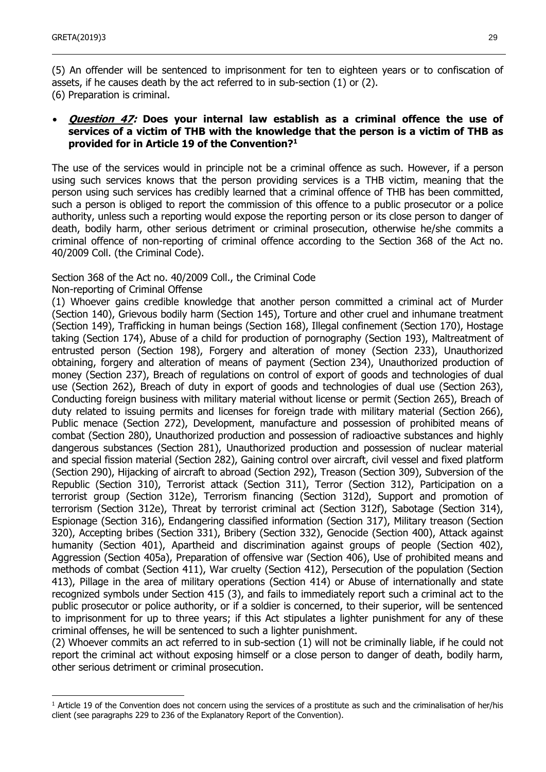(5) An offender will be sentenced to imprisonment for ten to eighteen years or to confiscation of assets, if he causes death by the act referred to in sub-section (1) or (2).
(6) Preparation is criminal.

- ***Question 47:*** **Does your internal law establish as a criminal offence the use of services of a victim of THB with the knowledge that the person is a victim of THB as provided for in Article 19 of the Convention?**[1]

The use of the services would in principle not be a criminal offence as such. However, if a person using such services knows that the person providing services is a THB victim, meaning that the person using such services has credibly learned that a criminal offence of THB has been committed, such a person is obliged to report the commission of this offence to a public prosecutor or a police authority, unless such a reporting would expose the reporting person or its close person to danger of death, bodily harm, other serious detriment or criminal prosecution, otherwise he/she commits a criminal offence of non-reporting of criminal offence according to the Section 368 of the Act no. 40/2009 Coll. (the Criminal Code).

Section 368 of the Act no. 40/2009 Coll., the Criminal Code
Non-reporting of Criminal Offense

(1) Whoever gains credible knowledge that another person committed a criminal act of Murder (Section 140), Grievous bodily harm (Section 145), Torture and other cruel and inhumane treatment (Section 149), Trafficking in human beings (Section 168), Illegal confinement (Section 170), Hostage taking (Section 174), Abuse of a child for production of pornography (Section 193), Maltreatment of entrusted person (Section 198), Forgery and alteration of money (Section 233), Unauthorized obtaining, forgery and alteration of means of payment (Section 234), Unauthorized production of money (Section 237), Breach of regulations on control of export of goods and technologies of dual use (Section 262), Breach of duty in export of goods and technologies of dual use (Section 263), Conducting foreign business with military material without license or permit (Section 265), Breach of duty related to issuing permits and licenses for foreign trade with military material (Section 266), Public menace (Section 272), Development, manufacture and possession of prohibited means of combat (Section 280), Unauthorized production and possession of radioactive substances and highly dangerous substances (Section 281), Unauthorized production and possession of nuclear material and special fission material (Section 282), Gaining control over aircraft, civil vessel and fixed platform (Section 290), Hijacking of aircraft to abroad (Section 292), Treason (Section 309), Subversion of the Republic (Section 310), Terrorist attack (Section 311), Terror (Section 312), Participation on a terrorist group (Section 312e), Terrorism financing (Section 312d), Support and promotion of terrorism (Section 312e), Threat by terrorist criminal act (Section 312f), Sabotage (Section 314), Espionage (Section 316), Endangering classified information (Section 317), Military treason (Section 320), Accepting bribes (Section 331), Bribery (Section 332), Genocide (Section 400), Attack against humanity (Section 401), Apartheid and discrimination against groups of people (Section 402), Aggression (Section 405a), Preparation of offensive war (Section 406), Use of prohibited means and methods of combat (Section 411), War cruelty (Section 412), Persecution of the population (Section 413), Pillage in the area of military operations (Section 414) or Abuse of internationally and state recognized symbols under Section 415 (3), and fails to immediately report such a criminal act to the public prosecutor or police authority, or if a soldier is concerned, to their superior, will be sentenced to imprisonment for up to three years; if this Act stipulates a lighter punishment for any of these criminal offenses, he will be sentenced to such a lighter punishment.

(2) Whoever commits an act referred to in sub-section (1) will not be criminally liable, if he could not report the criminal act without exposing himself or a close person to danger of death, bodily harm, other serious detriment or criminal prosecution.

---

[1] Article 19 of the Convention does not concern using the services of a prostitute as such and the criminalisation of her/his client (see paragraphs 229 to 236 of the Explanatory Report of the Convention).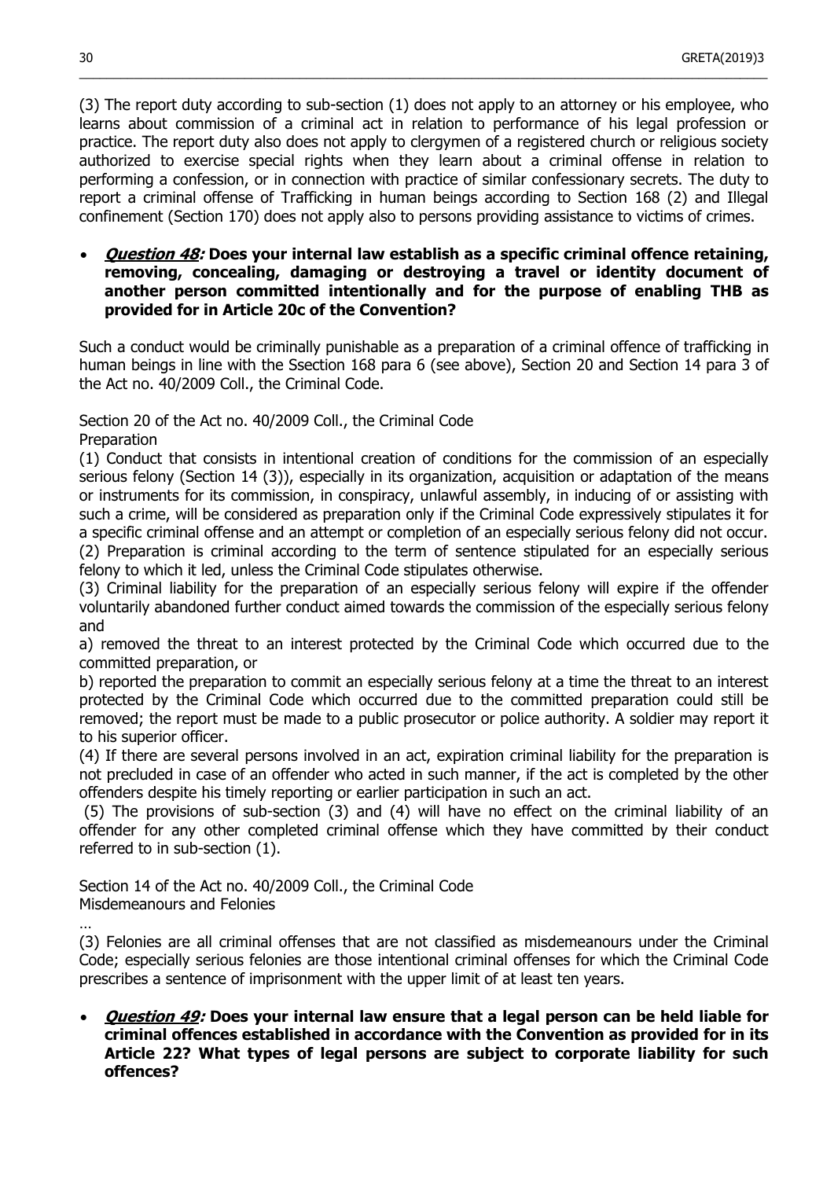(3) The report duty according to sub-section (1) does not apply to an attorney or his employee, who learns about commission of a criminal act in relation to performance of his legal profession or practice. The report duty also does not apply to clergymen of a registered church or religious society authorized to exercise special rights when they learn about a criminal offense in relation to performing a confession, or in connection with practice of similar confessionary secrets. The duty to report a criminal offense of Trafficking in human beings according to Section 168 (2) and Illegal confinement (Section 170) does not apply also to persons providing assistance to victims of crimes.

- ***Question 48*: Does your internal law establish as a specific criminal offence retaining, removing, concealing, damaging or destroying a travel or identity document of another person committed intentionally and for the purpose of enabling THB as provided for in Article 20c of the Convention?**

Such a conduct would be criminally punishable as a preparation of a criminal offence of trafficking in human beings in line with the Ssection 168 para 6 (see above), Section 20 and Section 14 para 3 of the Act no. 40/2009 Coll., the Criminal Code.

Section 20 of the Act no. 40/2009 Coll., the Criminal Code
Preparation

(1) Conduct that consists in intentional creation of conditions for the commission of an especially serious felony (Section 14 (3)), especially in its organization, acquisition or adaptation of the means or instruments for its commission, in conspiracy, unlawful assembly, in inducing of or assisting with such a crime, will be considered as preparation only if the Criminal Code expressively stipulates it for a specific criminal offense and an attempt or completion of an especially serious felony did not occur.
(2) Preparation is criminal according to the term of sentence stipulated for an especially serious felony to which it led, unless the Criminal Code stipulates otherwise.
(3) Criminal liability for the preparation of an especially serious felony will expire if the offender voluntarily abandoned further conduct aimed towards the commission of the especially serious felony and

a) removed the threat to an interest protected by the Criminal Code which occurred due to the committed preparation, or

b) reported the preparation to commit an especially serious felony at a time the threat to an interest protected by the Criminal Code which occurred due to the committed preparation could still be removed; the report must be made to a public prosecutor or police authority. A soldier may report it to his superior officer.

(4) If there are several persons involved in an act, expiration criminal liability for the preparation is not precluded in case of an offender who acted in such manner, if the act is completed by the other offenders despite his timely reporting or earlier participation in such an act.
(5) The provisions of sub-section (3) and (4) will have no effect on the criminal liability of an offender for any other completed criminal offense which they have committed by their conduct referred to in sub-section (1).

Section 14 of the Act no. 40/2009 Coll., the Criminal Code
Misdemeanours and Felonies

…

(3) Felonies are all criminal offenses that are not classified as misdemeanours under the Criminal Code; especially serious felonies are those intentional criminal offenses for which the Criminal Code prescribes a sentence of imprisonment with the upper limit of at least ten years.

- ***Question 49*: Does your internal law ensure that a legal person can be held liable for criminal offences established in accordance with the Convention as provided for in its Article 22? What types of legal persons are subject to corporate liability for such offences?**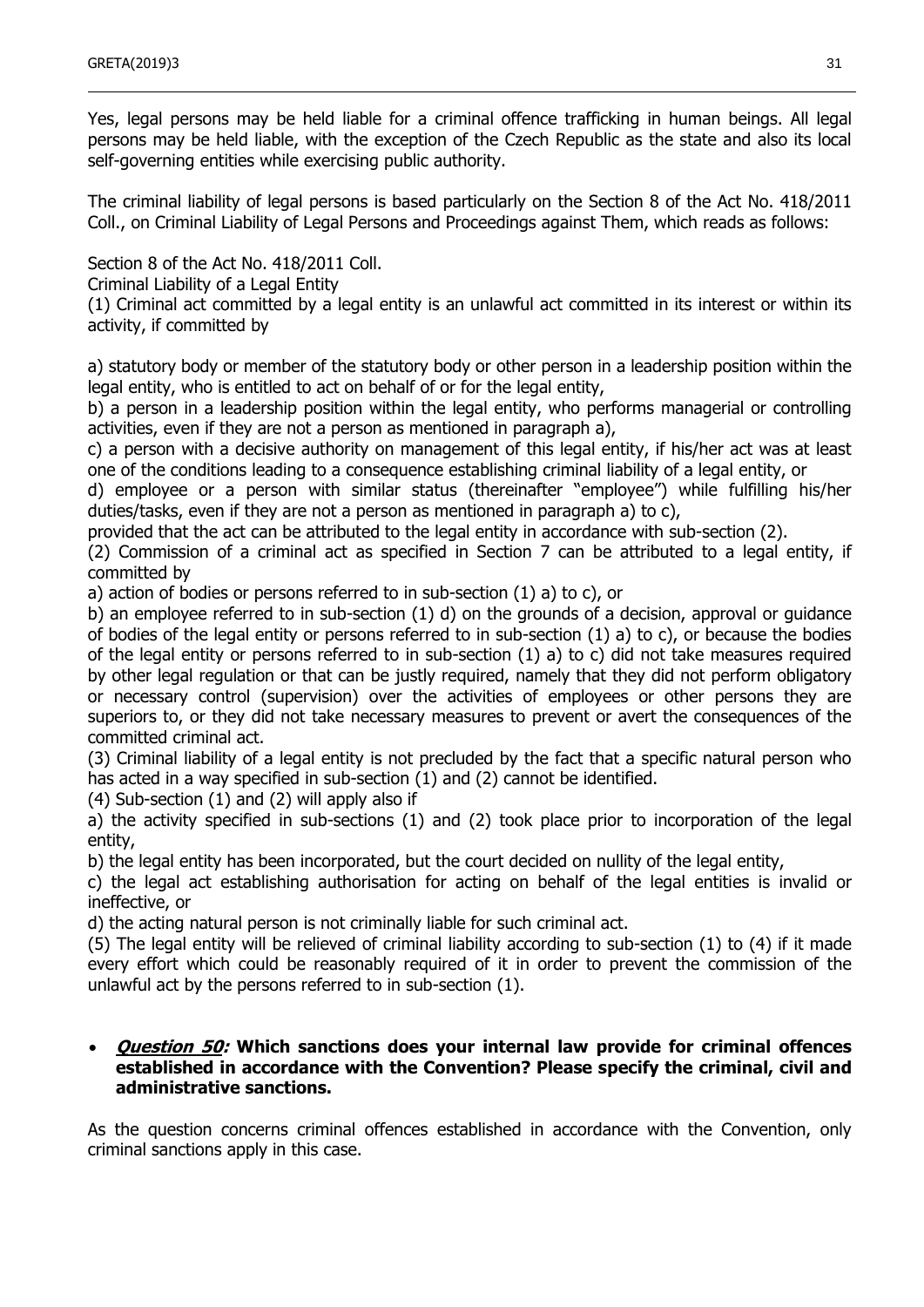Yes, legal persons may be held liable for a criminal offence trafficking in human beings. All legal persons may be held liable, with the exception of the Czech Republic as the state and also its local self-governing entities while exercising public authority.

The criminal liability of legal persons is based particularly on the Section 8 of the Act No. 418/2011 Coll., on Criminal Liability of Legal Persons and Proceedings against Them, which reads as follows:

Section 8 of the Act No. 418/2011 Coll.

Criminal Liability of a Legal Entity

(1) Criminal act committed by a legal entity is an unlawful act committed in its interest or within its activity, if committed by

a) statutory body or member of the statutory body or other person in a leadership position within the legal entity, who is entitled to act on behalf of or for the legal entity,

b) a person in a leadership position within the legal entity, who performs managerial or controlling activities, even if they are not a person as mentioned in paragraph a),

c) a person with a decisive authority on management of this legal entity, if his/her act was at least one of the conditions leading to a consequence establishing criminal liability of a legal entity, or

d) employee or a person with similar status (thereinafter "employee") while fulfilling his/her duties/tasks, even if they are not a person as mentioned in paragraph a) to c),

provided that the act can be attributed to the legal entity in accordance with sub-section (2).

(2) Commission of a criminal act as specified in Section 7 can be attributed to a legal entity, if committed by

a) action of bodies or persons referred to in sub-section (1) a) to c), or

b) an employee referred to in sub-section (1) d) on the grounds of a decision, approval or guidance of bodies of the legal entity or persons referred to in sub-section (1) a) to c), or because the bodies of the legal entity or persons referred to in sub-section (1) a) to c) did not take measures required by other legal regulation or that can be justly required, namely that they did not perform obligatory or necessary control (supervision) over the activities of employees or other persons they are superiors to, or they did not take necessary measures to prevent or avert the consequences of the committed criminal act.

(3) Criminal liability of a legal entity is not precluded by the fact that a specific natural person who has acted in a way specified in sub-section (1) and (2) cannot be identified.

(4) Sub-section (1) and (2) will apply also if

a) the activity specified in sub-sections (1) and (2) took place prior to incorporation of the legal entity,

b) the legal entity has been incorporated, but the court decided on nullity of the legal entity,

c) the legal act establishing authorisation for acting on behalf of the legal entities is invalid or ineffective, or

d) the acting natural person is not criminally liable for such criminal act.

(5) The legal entity will be relieved of criminal liability according to sub-section (1) to (4) if it made every effort which could be reasonably required of it in order to prevent the commission of the unlawful act by the persons referred to in sub-section (1).

- ***Question 50:*** **Which sanctions does your internal law provide for criminal offences established in accordance with the Convention? Please specify the criminal, civil and administrative sanctions.**

As the question concerns criminal offences established in accordance with the Convention, only criminal sanctions apply in this case.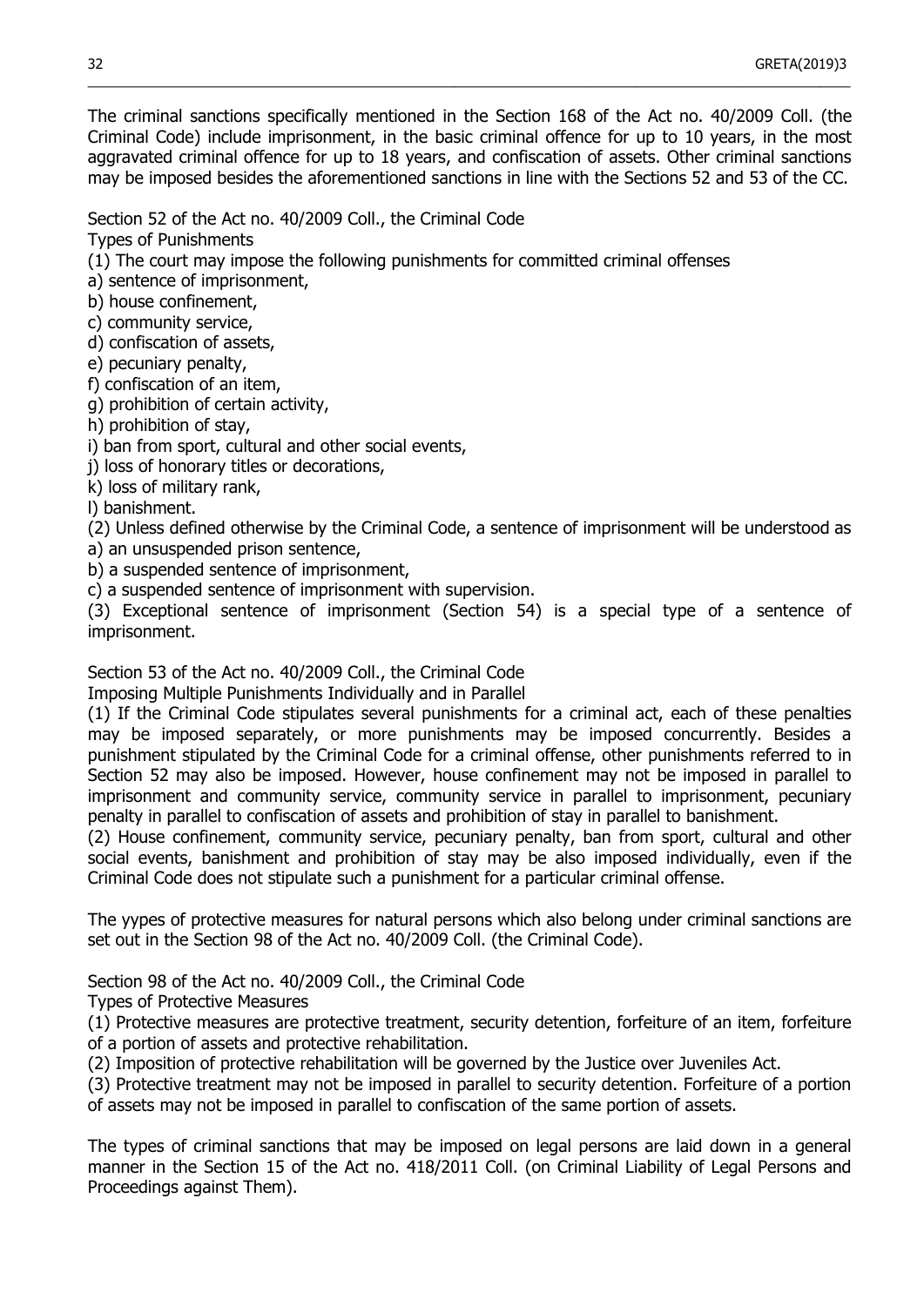The criminal sanctions specifically mentioned in the Section 168 of the Act no. 40/2009 Coll. (the Criminal Code) include imprisonment, in the basic criminal offence for up to 10 years, in the most aggravated criminal offence for up to 18 years, and confiscation of assets. Other criminal sanctions may be imposed besides the aforementioned sanctions in line with the Sections 52 and 53 of the CC.

Section 52 of the Act no. 40/2009 Coll., the Criminal Code
Types of Punishments
(1) The court may impose the following punishments for committed criminal offenses
a) sentence of imprisonment,
b) house confinement,
c) community service,
d) confiscation of assets,
e) pecuniary penalty,
f) confiscation of an item,
g) prohibition of certain activity,
h) prohibition of stay,
i) ban from sport, cultural and other social events,
j) loss of honorary titles or decorations,
k) loss of military rank,
l) banishment.
(2) Unless defined otherwise by the Criminal Code, a sentence of imprisonment will be understood as
a) an unsuspended prison sentence,
b) a suspended sentence of imprisonment,
c) a suspended sentence of imprisonment with supervision.
(3) Exceptional sentence of imprisonment (Section 54) is a special type of a sentence of imprisonment.

Section 53 of the Act no. 40/2009 Coll., the Criminal Code
Imposing Multiple Punishments Individually and in Parallel
(1) If the Criminal Code stipulates several punishments for a criminal act, each of these penalties may be imposed separately, or more punishments may be imposed concurrently. Besides a punishment stipulated by the Criminal Code for a criminal offense, other punishments referred to in Section 52 may also be imposed. However, house confinement may not be imposed in parallel to imprisonment and community service, community service in parallel to imprisonment, pecuniary penalty in parallel to confiscation of assets and prohibition of stay in parallel to banishment.
(2) House confinement, community service, pecuniary penalty, ban from sport, cultural and other social events, banishment and prohibition of stay may be also imposed individually, even if the Criminal Code does not stipulate such a punishment for a particular criminal offense.

The yypes of protective measures for natural persons which also belong under criminal sanctions are set out in the Section 98 of the Act no. 40/2009 Coll. (the Criminal Code).

Section 98 of the Act no. 40/2009 Coll., the Criminal Code
Types of Protective Measures
(1) Protective measures are protective treatment, security detention, forfeiture of an item, forfeiture of a portion of assets and protective rehabilitation.
(2) Imposition of protective rehabilitation will be governed by the Justice over Juveniles Act.
(3) Protective treatment may not be imposed in parallel to security detention. Forfeiture of a portion of assets may not be imposed in parallel to confiscation of the same portion of assets.

The types of criminal sanctions that may be imposed on legal persons are laid down in a general manner in the Section 15 of the Act no. 418/2011 Coll. (on Criminal Liability of Legal Persons and Proceedings against Them).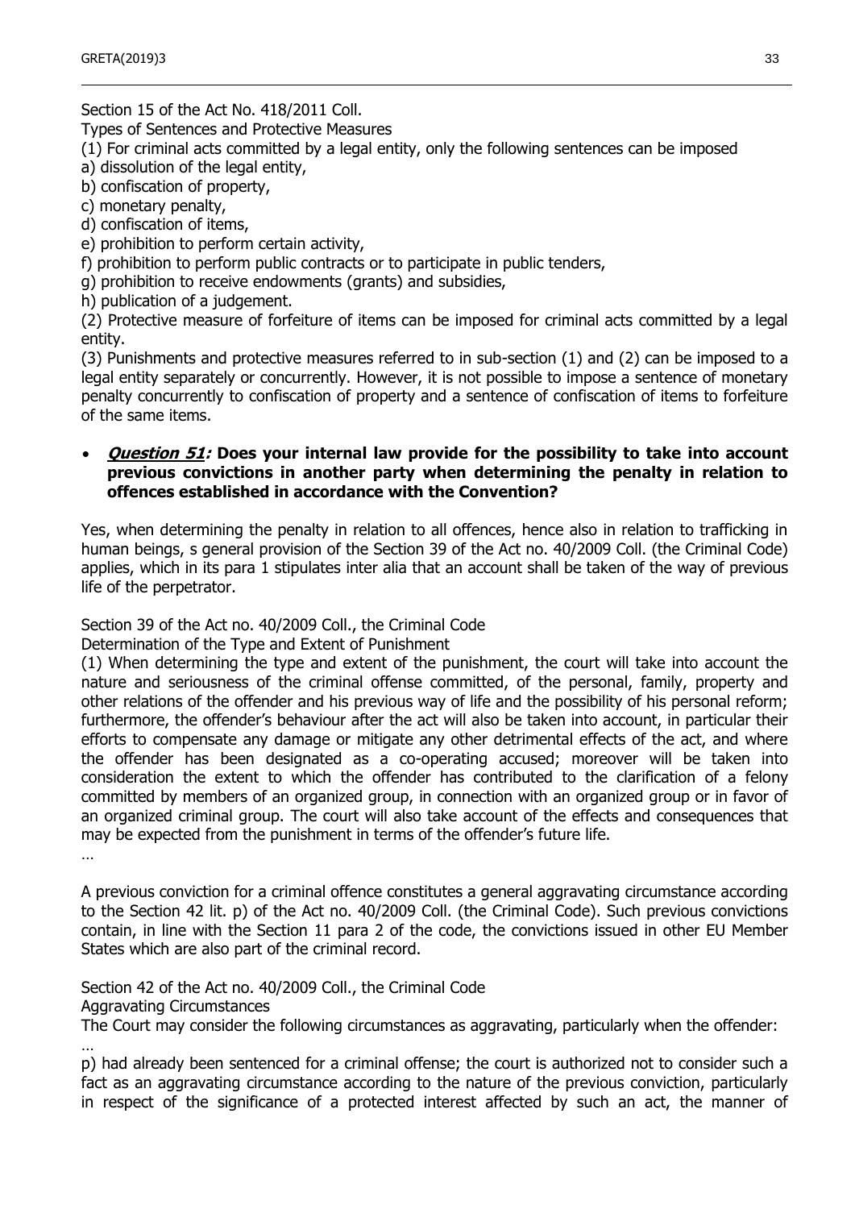Section 15 of the Act No. 418/2011 Coll.

Types of Sentences and Protective Measures

(1) For criminal acts committed by a legal entity, only the following sentences can be imposed

a) dissolution of the legal entity,

b) confiscation of property,

c) monetary penalty,

d) confiscation of items,

e) prohibition to perform certain activity,

f) prohibition to perform public contracts or to participate in public tenders,

g) prohibition to receive endowments (grants) and subsidies,

h) publication of a judgement.

(2) Protective measure of forfeiture of items can be imposed for criminal acts committed by a legal entity.

(3) Punishments and protective measures referred to in sub-section (1) and (2) can be imposed to a legal entity separately or concurrently. However, it is not possible to impose a sentence of monetary penalty concurrently to confiscation of property and a sentence of confiscation of items to forfeiture of the same items.

- ***Question 51*: Does your internal law provide for the possibility to take into account previous convictions in another party when determining the penalty in relation to offences established in accordance with the Convention?**

Yes, when determining the penalty in relation to all offences, hence also in relation to trafficking in human beings, s general provision of the Section 39 of the Act no. 40/2009 Coll. (the Criminal Code) applies, which in its para 1 stipulates inter alia that an account shall be taken of the way of previous life of the perpetrator.

Section 39 of the Act no. 40/2009 Coll., the Criminal Code

Determination of the Type and Extent of Punishment

(1) When determining the type and extent of the punishment, the court will take into account the nature and seriousness of the criminal offense committed, of the personal, family, property and other relations of the offender and his previous way of life and the possibility of his personal reform; furthermore, the offender's behaviour after the act will also be taken into account, in particular their efforts to compensate any damage or mitigate any other detrimental effects of the act, and where the offender has been designated as a co-operating accused; moreover will be taken into consideration the extent to which the offender has contributed to the clarification of a felony committed by members of an organized group, in connection with an organized group or in favor of an organized criminal group. The court will also take account of the effects and consequences that may be expected from the punishment in terms of the offender's future life.

…

A previous conviction for a criminal offence constitutes a general aggravating circumstance according to the Section 42 lit. p) of the Act no. 40/2009 Coll. (the Criminal Code). Such previous convictions contain, in line with the Section 11 para 2 of the code, the convictions issued in other EU Member States which are also part of the criminal record.

Section 42 of the Act no. 40/2009 Coll., the Criminal Code

Aggravating Circumstances

The Court may consider the following circumstances as aggravating, particularly when the offender:

…

p) had already been sentenced for a criminal offense; the court is authorized not to consider such a fact as an aggravating circumstance according to the nature of the previous conviction, particularly in respect of the significance of a protected interest affected by such an act, the manner of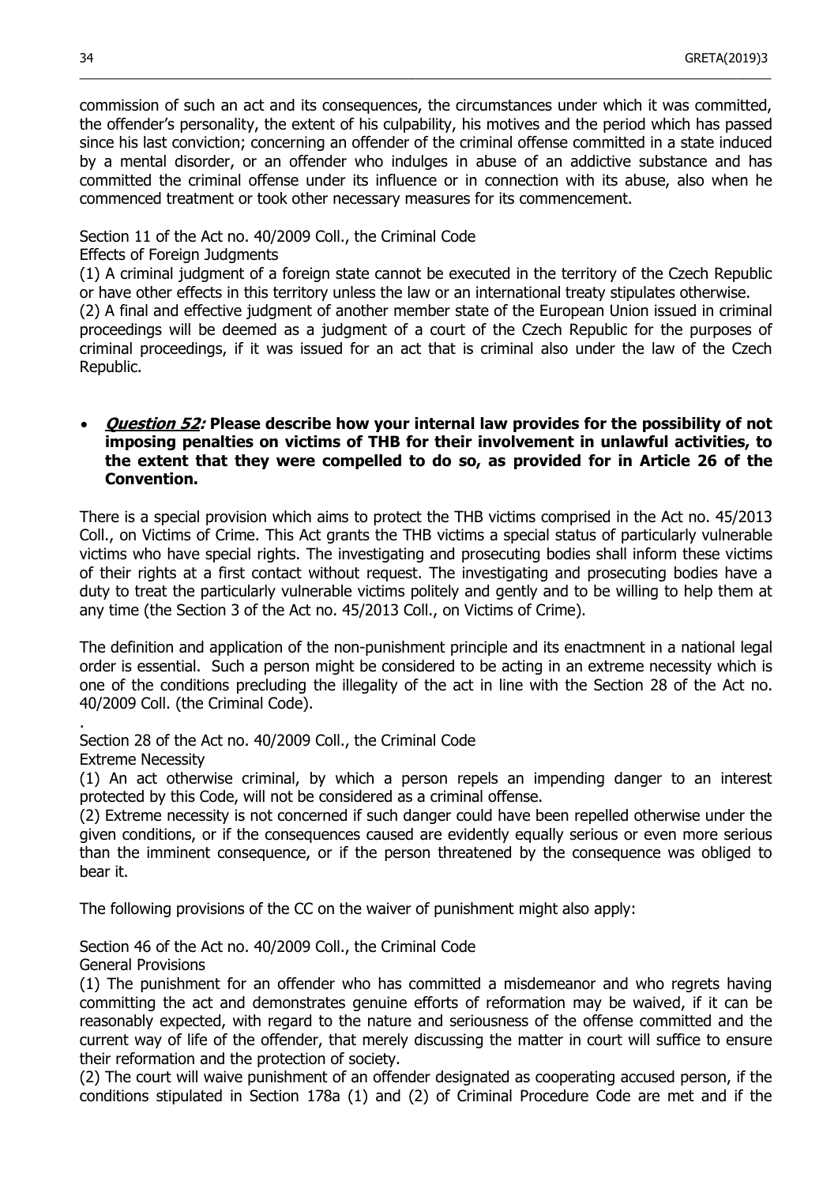commission of such an act and its consequences, the circumstances under which it was committed, the offender's personality, the extent of his culpability, his motives and the period which has passed since his last conviction; concerning an offender of the criminal offense committed in a state induced by a mental disorder, or an offender who indulges in abuse of an addictive substance and has committed the criminal offense under its influence or in connection with its abuse, also when he commenced treatment or took other necessary measures for its commencement.

Section 11 of the Act no. 40/2009 Coll., the Criminal Code
Effects of Foreign Judgments
(1) A criminal judgment of a foreign state cannot be executed in the territory of the Czech Republic or have other effects in this territory unless the law or an international treaty stipulates otherwise.
(2) A final and effective judgment of another member state of the European Union issued in criminal proceedings will be deemed as a judgment of a court of the Czech Republic for the purposes of criminal proceedings, if it was issued for an act that is criminal also under the law of the Czech Republic.

- ***Question 52:*** **Please describe how your internal law provides for the possibility of not imposing penalties on victims of THB for their involvement in unlawful activities, to the extent that they were compelled to do so, as provided for in Article 26 of the Convention.**

There is a special provision which aims to protect the THB victims comprised in the Act no. 45/2013 Coll., on Victims of Crime. This Act grants the THB victims a special status of particularly vulnerable victims who have special rights. The investigating and prosecuting bodies shall inform these victims of their rights at a first contact without request. The investigating and prosecuting bodies have a duty to treat the particularly vulnerable victims politely and gently and to be willing to help them at any time (the Section 3 of the Act no. 45/2013 Coll., on Victims of Crime).

The definition and application of the non-punishment principle and its enactmnent in a national legal order is essential. Such a person might be considered to be acting in an extreme necessity which is one of the conditions precluding the illegality of the act in line with the Section 28 of the Act no. 40/2009 Coll. (the Criminal Code).

.
Section 28 of the Act no. 40/2009 Coll., the Criminal Code
Extreme Necessity
(1) An act otherwise criminal, by which a person repels an impending danger to an interest protected by this Code, will not be considered as a criminal offense.
(2) Extreme necessity is not concerned if such danger could have been repelled otherwise under the given conditions, or if the consequences caused are evidently equally serious or even more serious than the imminent consequence, or if the person threatened by the consequence was obliged to bear it.

The following provisions of the CC on the waiver of punishment might also apply:

Section 46 of the Act no. 40/2009 Coll., the Criminal Code
General Provisions
(1) The punishment for an offender who has committed a misdemeanor and who regrets having committing the act and demonstrates genuine efforts of reformation may be waived, if it can be reasonably expected, with regard to the nature and seriousness of the offense committed and the current way of life of the offender, that merely discussing the matter in court will suffice to ensure their reformation and the protection of society.
(2) The court will waive punishment of an offender designated as cooperating accused person, if the conditions stipulated in Section 178a (1) and (2) of Criminal Procedure Code are met and if the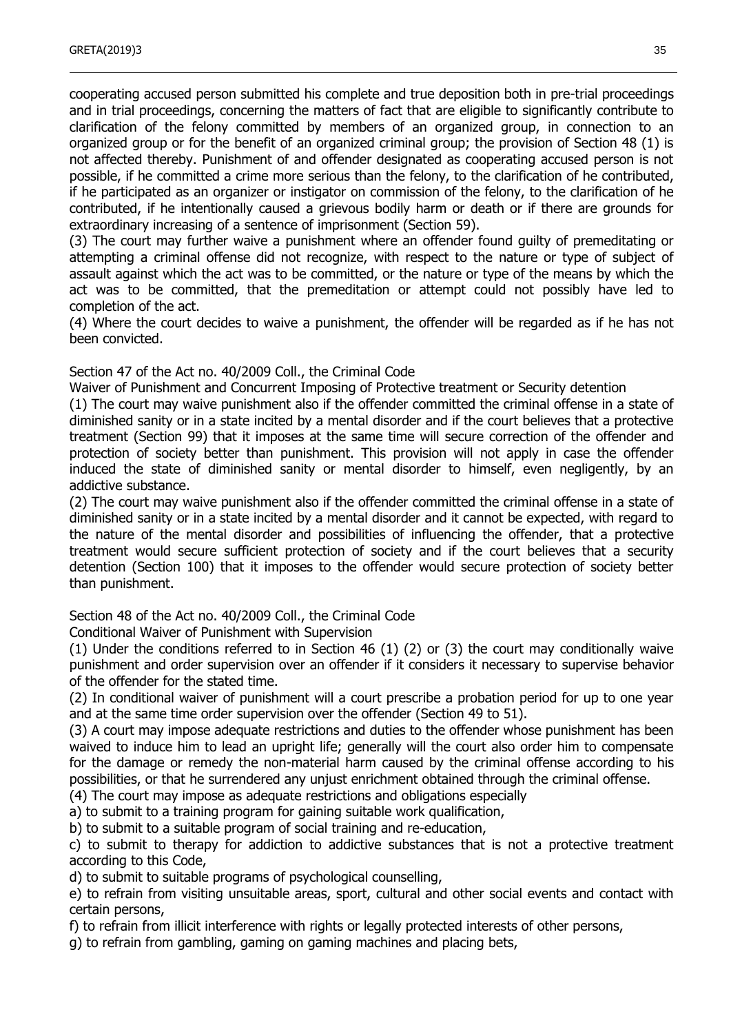cooperating accused person submitted his complete and true deposition both in pre-trial proceedings and in trial proceedings, concerning the matters of fact that are eligible to significantly contribute to clarification of the felony committed by members of an organized group, in connection to an organized group or for the benefit of an organized criminal group; the provision of Section 48 (1) is not affected thereby. Punishment of and offender designated as cooperating accused person is not possible, if he committed a crime more serious than the felony, to the clarification of he contributed, if he participated as an organizer or instigator on commission of the felony, to the clarification of he contributed, if he intentionally caused a grievous bodily harm or death or if there are grounds for extraordinary increasing of a sentence of imprisonment (Section 59).

(3) The court may further waive a punishment where an offender found guilty of premeditating or attempting a criminal offense did not recognize, with respect to the nature or type of subject of assault against which the act was to be committed, or the nature or type of the means by which the act was to be committed, that the premeditation or attempt could not possibly have led to completion of the act.

(4) Where the court decides to waive a punishment, the offender will be regarded as if he has not been convicted.

Section 47 of the Act no. 40/2009 Coll., the Criminal Code

Waiver of Punishment and Concurrent Imposing of Protective treatment or Security detention

(1) The court may waive punishment also if the offender committed the criminal offense in a state of diminished sanity or in a state incited by a mental disorder and if the court believes that a protective treatment (Section 99) that it imposes at the same time will secure correction of the offender and protection of society better than punishment. This provision will not apply in case the offender induced the state of diminished sanity or mental disorder to himself, even negligently, by an addictive substance.

(2) The court may waive punishment also if the offender committed the criminal offense in a state of diminished sanity or in a state incited by a mental disorder and it cannot be expected, with regard to the nature of the mental disorder and possibilities of influencing the offender, that a protective treatment would secure sufficient protection of society and if the court believes that a security detention (Section 100) that it imposes to the offender would secure protection of society better than punishment.

Section 48 of the Act no. 40/2009 Coll., the Criminal Code

Conditional Waiver of Punishment with Supervision

(1) Under the conditions referred to in Section 46 (1) (2) or (3) the court may conditionally waive punishment and order supervision over an offender if it considers it necessary to supervise behavior of the offender for the stated time.

(2) In conditional waiver of punishment will a court prescribe a probation period for up to one year and at the same time order supervision over the offender (Section 49 to 51).

(3) A court may impose adequate restrictions and duties to the offender whose punishment has been waived to induce him to lead an upright life; generally will the court also order him to compensate for the damage or remedy the non-material harm caused by the criminal offense according to his possibilities, or that he surrendered any unjust enrichment obtained through the criminal offense.

(4) The court may impose as adequate restrictions and obligations especially

a) to submit to a training program for gaining suitable work qualification,

b) to submit to a suitable program of social training and re-education,

c) to submit to therapy for addiction to addictive substances that is not a protective treatment according to this Code,

d) to submit to suitable programs of psychological counselling,

e) to refrain from visiting unsuitable areas, sport, cultural and other social events and contact with certain persons,

f) to refrain from illicit interference with rights or legally protected interests of other persons,

g) to refrain from gambling, gaming on gaming machines and placing bets,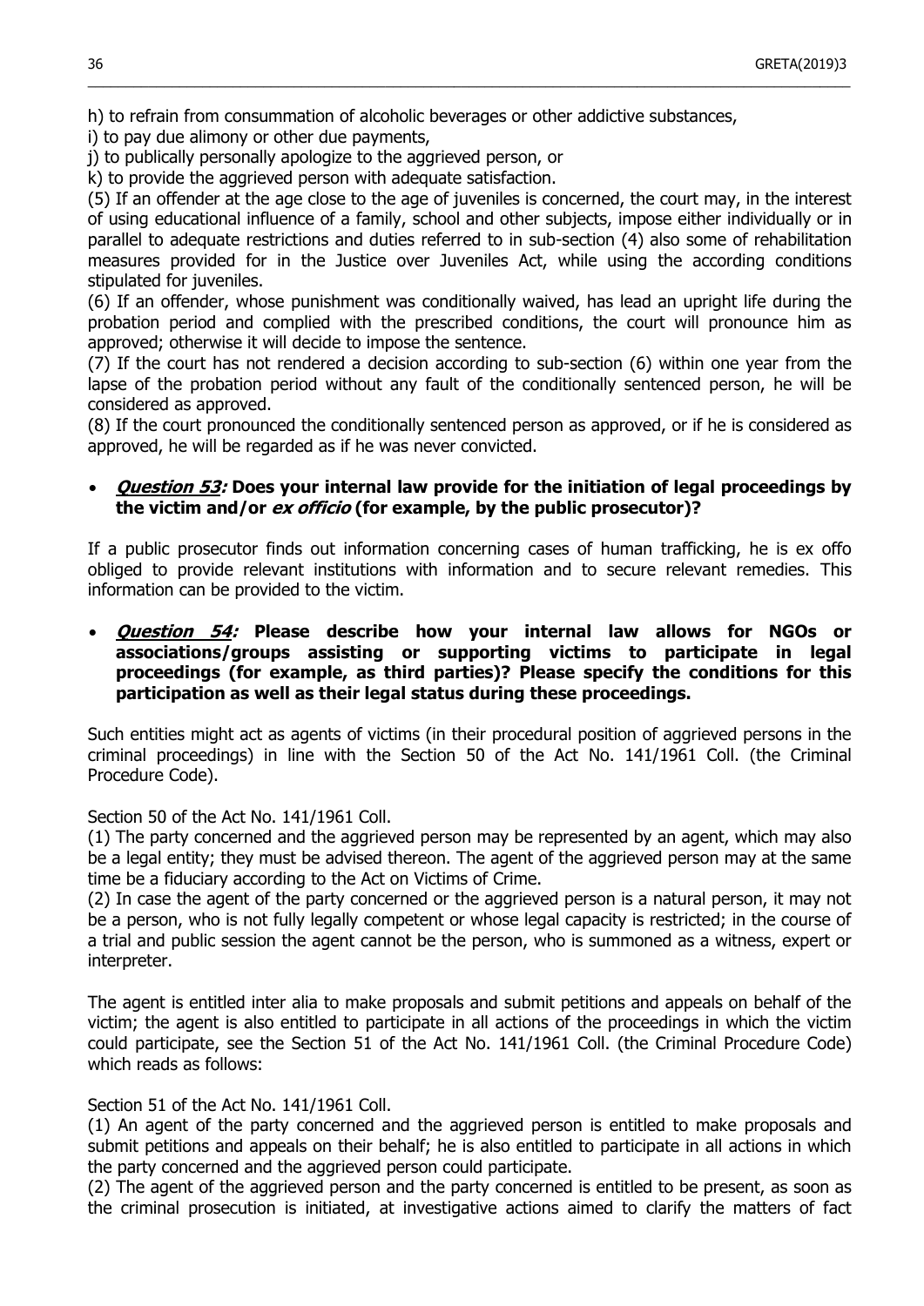h) to refrain from consummation of alcoholic beverages or other addictive substances,

i) to pay due alimony or other due payments,

j) to publically personally apologize to the aggrieved person, or

k) to provide the aggrieved person with adequate satisfaction.

(5) If an offender at the age close to the age of juveniles is concerned, the court may, in the interest of using educational influence of a family, school and other subjects, impose either individually or in parallel to adequate restrictions and duties referred to in sub-section (4) also some of rehabilitation measures provided for in the Justice over Juveniles Act, while using the according conditions stipulated for juveniles.

(6) If an offender, whose punishment was conditionally waived, has lead an upright life during the probation period and complied with the prescribed conditions, the court will pronounce him as approved; otherwise it will decide to impose the sentence.

(7) If the court has not rendered a decision according to sub-section (6) within one year from the lapse of the probation period without any fault of the conditionally sentenced person, he will be considered as approved.

(8) If the court pronounced the conditionally sentenced person as approved, or if he is considered as approved, he will be regarded as if he was never convicted.

- ***Question 53:*** **Does your internal law provide for the initiation of legal proceedings by the victim and/or *ex officio* (for example, by the public prosecutor)?**

If a public prosecutor finds out information concerning cases of human trafficking, he is ex offo obliged to provide relevant institutions with information and to secure relevant remedies. This information can be provided to the victim.

- ***Question 54:*** **Please describe how your internal law allows for NGOs or associations/groups assisting or supporting victims to participate in legal proceedings (for example, as third parties)? Please specify the conditions for this participation as well as their legal status during these proceedings.**

Such entities might act as agents of victims (in their procedural position of aggrieved persons in the criminal proceedings) in line with the Section 50 of the Act No. 141/1961 Coll. (the Criminal Procedure Code).

Section 50 of the Act No. 141/1961 Coll.

(1) The party concerned and the aggrieved person may be represented by an agent, which may also be a legal entity; they must be advised thereon. The agent of the aggrieved person may at the same time be a fiduciary according to the Act on Victims of Crime.

(2) In case the agent of the party concerned or the aggrieved person is a natural person, it may not be a person, who is not fully legally competent or whose legal capacity is restricted; in the course of a trial and public session the agent cannot be the person, who is summoned as a witness, expert or interpreter.

The agent is entitled inter alia to make proposals and submit petitions and appeals on behalf of the victim; the agent is also entitled to participate in all actions of the proceedings in which the victim could participate, see the Section 51 of the Act No. 141/1961 Coll. (the Criminal Procedure Code) which reads as follows:

Section 51 of the Act No. 141/1961 Coll.

(1) An agent of the party concerned and the aggrieved person is entitled to make proposals and submit petitions and appeals on their behalf; he is also entitled to participate in all actions in which the party concerned and the aggrieved person could participate.

(2) The agent of the aggrieved person and the party concerned is entitled to be present, as soon as the criminal prosecution is initiated, at investigative actions aimed to clarify the matters of fact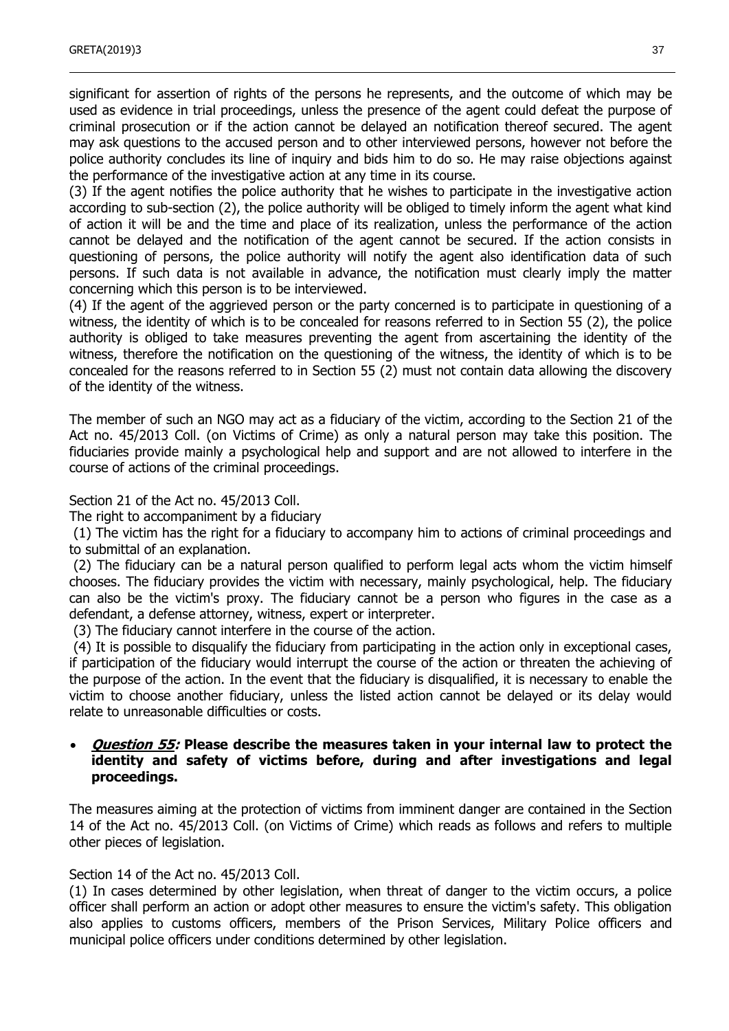significant for assertion of rights of the persons he represents, and the outcome of which may be used as evidence in trial proceedings, unless the presence of the agent could defeat the purpose of criminal prosecution or if the action cannot be delayed an notification thereof secured. The agent may ask questions to the accused person and to other interviewed persons, however not before the police authority concludes its line of inquiry and bids him to do so. He may raise objections against the performance of the investigative action at any time in its course.

(3) If the agent notifies the police authority that he wishes to participate in the investigative action according to sub-section (2), the police authority will be obliged to timely inform the agent what kind of action it will be and the time and place of its realization, unless the performance of the action cannot be delayed and the notification of the agent cannot be secured. If the action consists in questioning of persons, the police authority will notify the agent also identification data of such persons. If such data is not available in advance, the notification must clearly imply the matter concerning which this person is to be interviewed.

(4) If the agent of the aggrieved person or the party concerned is to participate in questioning of a witness, the identity of which is to be concealed for reasons referred to in Section 55 (2), the police authority is obliged to take measures preventing the agent from ascertaining the identity of the witness, therefore the notification on the questioning of the witness, the identity of which is to be concealed for the reasons referred to in Section 55 (2) must not contain data allowing the discovery of the identity of the witness.

The member of such an NGO may act as a fiduciary of the victim, according to the Section 21 of the Act no. 45/2013 Coll. (on Victims of Crime) as only a natural person may take this position. The fiduciaries provide mainly a psychological help and support and are not allowed to interfere in the course of actions of the criminal proceedings.

Section 21 of the Act no. 45/2013 Coll.

The right to accompaniment by a fiduciary

(1) The victim has the right for a fiduciary to accompany him to actions of criminal proceedings and to submittal of an explanation.

(2) The fiduciary can be a natural person qualified to perform legal acts whom the victim himself chooses. The fiduciary provides the victim with necessary, mainly psychological, help. The fiduciary can also be the victim's proxy. The fiduciary cannot be a person who figures in the case as a defendant, a defense attorney, witness, expert or interpreter.

(3) The fiduciary cannot interfere in the course of the action.

(4) It is possible to disqualify the fiduciary from participating in the action only in exceptional cases, if participation of the fiduciary would interrupt the course of the action or threaten the achieving of the purpose of the action. In the event that the fiduciary is disqualified, it is necessary to enable the victim to choose another fiduciary, unless the listed action cannot be delayed or its delay would relate to unreasonable difficulties or costs.

- ***Question 55:*** **Please describe the measures taken in your internal law to protect the identity and safety of victims before, during and after investigations and legal proceedings.**

The measures aiming at the protection of victims from imminent danger are contained in the Section 14 of the Act no. 45/2013 Coll. (on Victims of Crime) which reads as follows and refers to multiple other pieces of legislation.

Section 14 of the Act no. 45/2013 Coll.

(1) In cases determined by other legislation, when threat of danger to the victim occurs, a police officer shall perform an action or adopt other measures to ensure the victim's safety. This obligation also applies to customs officers, members of the Prison Services, Military Police officers and municipal police officers under conditions determined by other legislation.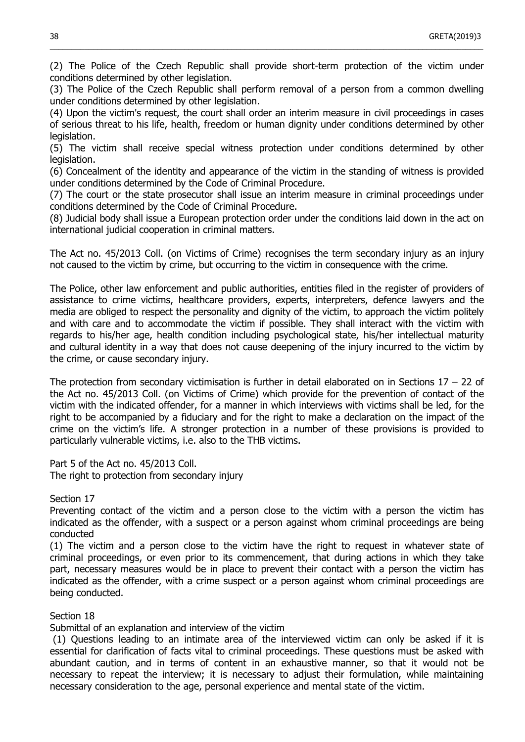(2) The Police of the Czech Republic shall provide short-term protection of the victim under conditions determined by other legislation.

(3) The Police of the Czech Republic shall perform removal of a person from a common dwelling under conditions determined by other legislation.

(4) Upon the victim's request, the court shall order an interim measure in civil proceedings in cases of serious threat to his life, health, freedom or human dignity under conditions determined by other legislation.

(5) The victim shall receive special witness protection under conditions determined by other legislation.

(6) Concealment of the identity and appearance of the victim in the standing of witness is provided under conditions determined by the Code of Criminal Procedure.

(7) The court or the state prosecutor shall issue an interim measure in criminal proceedings under conditions determined by the Code of Criminal Procedure.

(8) Judicial body shall issue a European protection order under the conditions laid down in the act on international judicial cooperation in criminal matters.

The Act no. 45/2013 Coll. (on Victims of Crime) recognises the term secondary injury as an injury not caused to the victim by crime, but occurring to the victim in consequence with the crime.

The Police, other law enforcement and public authorities, entities filed in the register of providers of assistance to crime victims, healthcare providers, experts, interpreters, defence lawyers and the media are obliged to respect the personality and dignity of the victim, to approach the victim politely and with care and to accommodate the victim if possible. They shall interact with the victim with regards to his/her age, health condition including psychological state, his/her intellectual maturity and cultural identity in a way that does not cause deepening of the injury incurred to the victim by the crime, or cause secondary injury.

The protection from secondary victimisation is further in detail elaborated on in Sections 17 – 22 of the Act no. 45/2013 Coll. (on Victims of Crime) which provide for the prevention of contact of the victim with the indicated offender, for a manner in which interviews with victims shall be led, for the right to be accompanied by a fiduciary and for the right to make a declaration on the impact of the crime on the victim's life. A stronger protection in a number of these provisions is provided to particularly vulnerable victims, i.e. also to the THB victims.

Part 5 of the Act no. 45/2013 Coll.
The right to protection from secondary injury

Section 17
Preventing contact of the victim and a person close to the victim with a person the victim has indicated as the offender, with a suspect or a person against whom criminal proceedings are being conducted

(1) The victim and a person close to the victim have the right to request in whatever state of criminal proceedings, or even prior to its commencement, that during actions in which they take part, necessary measures would be in place to prevent their contact with a person the victim has indicated as the offender, with a crime suspect or a person against whom criminal proceedings are being conducted.

Section 18
Submittal of an explanation and interview of the victim

(1) Questions leading to an intimate area of the interviewed victim can only be asked if it is essential for clarification of facts vital to criminal proceedings. These questions must be asked with abundant caution, and in terms of content in an exhaustive manner, so that it would not be necessary to repeat the interview; it is necessary to adjust their formulation, while maintaining necessary consideration to the age, personal experience and mental state of the victim.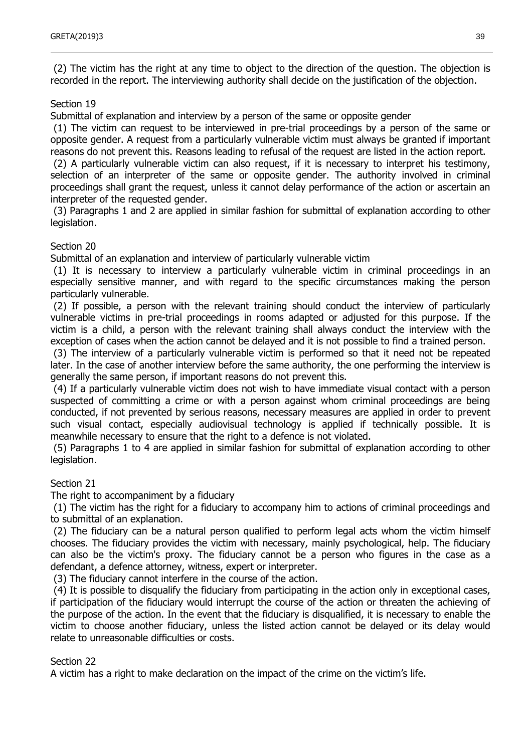(2) The victim has the right at any time to object to the direction of the question. The objection is recorded in the report. The interviewing authority shall decide on the justification of the objection.

Section 19

Submittal of explanation and interview by a person of the same or opposite gender

(1) The victim can request to be interviewed in pre-trial proceedings by a person of the same or opposite gender. A request from a particularly vulnerable victim must always be granted if important reasons do not prevent this. Reasons leading to refusal of the request are listed in the action report.

(2) A particularly vulnerable victim can also request, if it is necessary to interpret his testimony, selection of an interpreter of the same or opposite gender. The authority involved in criminal proceedings shall grant the request, unless it cannot delay performance of the action or ascertain an interpreter of the requested gender.

(3) Paragraphs 1 and 2 are applied in similar fashion for submittal of explanation according to other legislation.

Section 20

Submittal of an explanation and interview of particularly vulnerable victim

(1) It is necessary to interview a particularly vulnerable victim in criminal proceedings in an especially sensitive manner, and with regard to the specific circumstances making the person particularly vulnerable.

(2) If possible, a person with the relevant training should conduct the interview of particularly vulnerable victims in pre-trial proceedings in rooms adapted or adjusted for this purpose. If the victim is a child, a person with the relevant training shall always conduct the interview with the exception of cases when the action cannot be delayed and it is not possible to find a trained person.

(3) The interview of a particularly vulnerable victim is performed so that it need not be repeated later. In the case of another interview before the same authority, the one performing the interview is generally the same person, if important reasons do not prevent this.

(4) If a particularly vulnerable victim does not wish to have immediate visual contact with a person suspected of committing a crime or with a person against whom criminal proceedings are being conducted, if not prevented by serious reasons, necessary measures are applied in order to prevent such visual contact, especially audiovisual technology is applied if technically possible. It is meanwhile necessary to ensure that the right to a defence is not violated.

(5) Paragraphs 1 to 4 are applied in similar fashion for submittal of explanation according to other legislation.

Section 21

The right to accompaniment by a fiduciary

(1) The victim has the right for a fiduciary to accompany him to actions of criminal proceedings and to submittal of an explanation.

(2) The fiduciary can be a natural person qualified to perform legal acts whom the victim himself chooses. The fiduciary provides the victim with necessary, mainly psychological, help. The fiduciary can also be the victim's proxy. The fiduciary cannot be a person who figures in the case as a defendant, a defence attorney, witness, expert or interpreter.

(3) The fiduciary cannot interfere in the course of the action.

(4) It is possible to disqualify the fiduciary from participating in the action only in exceptional cases, if participation of the fiduciary would interrupt the course of the action or threaten the achieving of the purpose of the action. In the event that the fiduciary is disqualified, it is necessary to enable the victim to choose another fiduciary, unless the listed action cannot be delayed or its delay would relate to unreasonable difficulties or costs.

Section 22

A victim has a right to make declaration on the impact of the crime on the victim's life.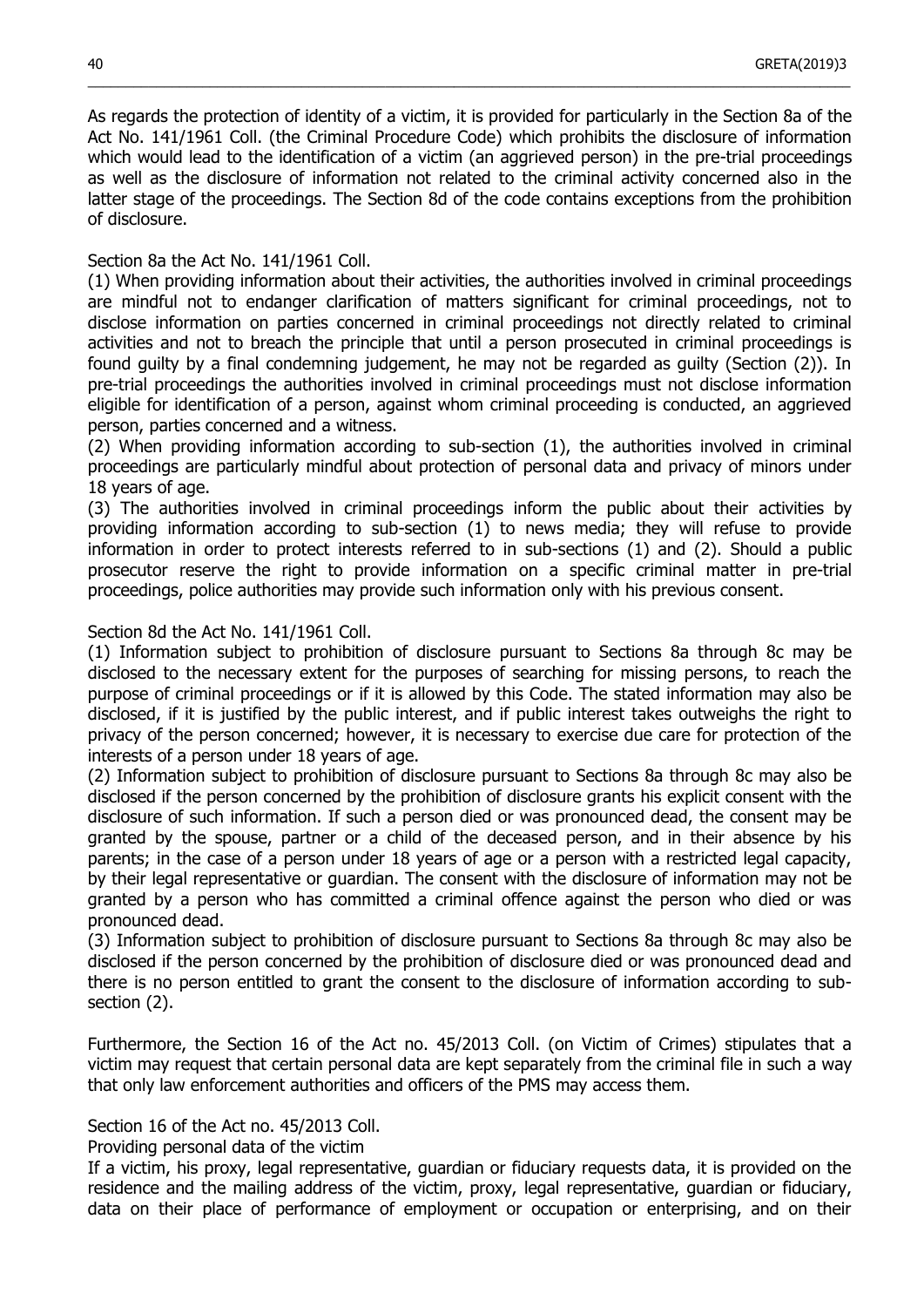As regards the protection of identity of a victim, it is provided for particularly in the Section 8a of the Act No. 141/1961 Coll. (the Criminal Procedure Code) which prohibits the disclosure of information which would lead to the identification of a victim (an aggrieved person) in the pre-trial proceedings as well as the disclosure of information not related to the criminal activity concerned also in the latter stage of the proceedings. The Section 8d of the code contains exceptions from the prohibition of disclosure.

Section 8a the Act No. 141/1961 Coll.

(1) When providing information about their activities, the authorities involved in criminal proceedings are mindful not to endanger clarification of matters significant for criminal proceedings, not to disclose information on parties concerned in criminal proceedings not directly related to criminal activities and not to breach the principle that until a person prosecuted in criminal proceedings is found guilty by a final condemning judgement, he may not be regarded as guilty (Section (2)). In pre-trial proceedings the authorities involved in criminal proceedings must not disclose information eligible for identification of a person, against whom criminal proceeding is conducted, an aggrieved person, parties concerned and a witness.

(2) When providing information according to sub-section (1), the authorities involved in criminal proceedings are particularly mindful about protection of personal data and privacy of minors under 18 years of age.

(3) The authorities involved in criminal proceedings inform the public about their activities by providing information according to sub-section (1) to news media; they will refuse to provide information in order to protect interests referred to in sub-sections (1) and (2). Should a public prosecutor reserve the right to provide information on a specific criminal matter in pre-trial proceedings, police authorities may provide such information only with his previous consent.

Section 8d the Act No. 141/1961 Coll.

(1) Information subject to prohibition of disclosure pursuant to Sections 8a through 8c may be disclosed to the necessary extent for the purposes of searching for missing persons, to reach the purpose of criminal proceedings or if it is allowed by this Code. The stated information may also be disclosed, if it is justified by the public interest, and if public interest takes outweighs the right to privacy of the person concerned; however, it is necessary to exercise due care for protection of the interests of a person under 18 years of age.

(2) Information subject to prohibition of disclosure pursuant to Sections 8a through 8c may also be disclosed if the person concerned by the prohibition of disclosure grants his explicit consent with the disclosure of such information. If such a person died or was pronounced dead, the consent may be granted by the spouse, partner or a child of the deceased person, and in their absence by his parents; in the case of a person under 18 years of age or a person with a restricted legal capacity, by their legal representative or guardian. The consent with the disclosure of information may not be granted by a person who has committed a criminal offence against the person who died or was pronounced dead.

(3) Information subject to prohibition of disclosure pursuant to Sections 8a through 8c may also be disclosed if the person concerned by the prohibition of disclosure died or was pronounced dead and there is no person entitled to grant the consent to the disclosure of information according to sub-section (2).

Furthermore, the Section 16 of the Act no. 45/2013 Coll. (on Victim of Crimes) stipulates that a victim may request that certain personal data are kept separately from the criminal file in such a way that only law enforcement authorities and officers of the PMS may access them.

Section 16 of the Act no. 45/2013 Coll.

Providing personal data of the victim

If a victim, his proxy, legal representative, guardian or fiduciary requests data, it is provided on the residence and the mailing address of the victim, proxy, legal representative, guardian or fiduciary, data on their place of performance of employment or occupation or enterprising, and on their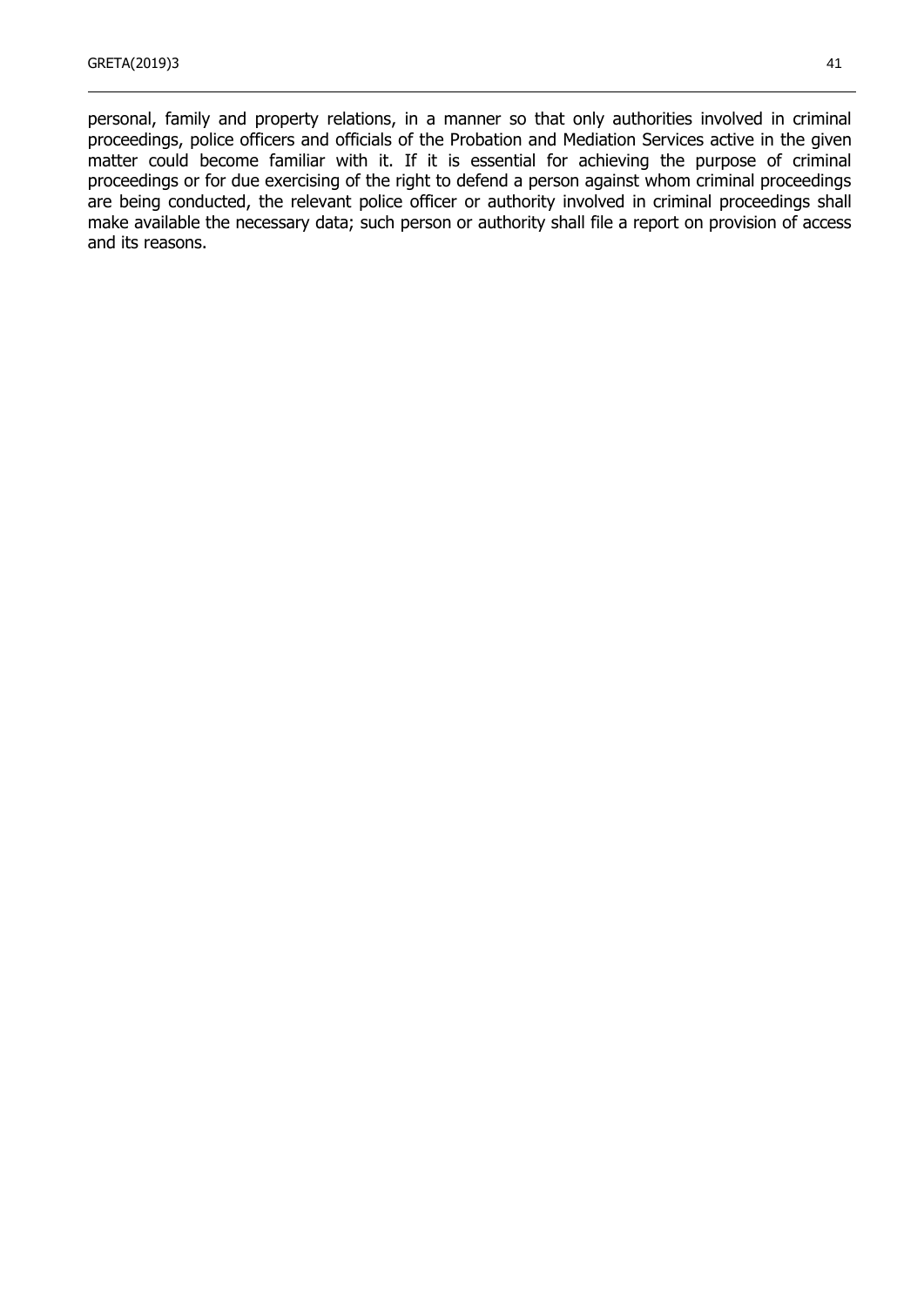personal, family and property relations, in a manner so that only authorities involved in criminal proceedings, police officers and officials of the Probation and Mediation Services active in the given matter could become familiar with it. If it is essential for achieving the purpose of criminal proceedings or for due exercising of the right to defend a person against whom criminal proceedings are being conducted, the relevant police officer or authority involved in criminal proceedings shall make available the necessary data; such person or authority shall file a report on provision of access and its reasons.